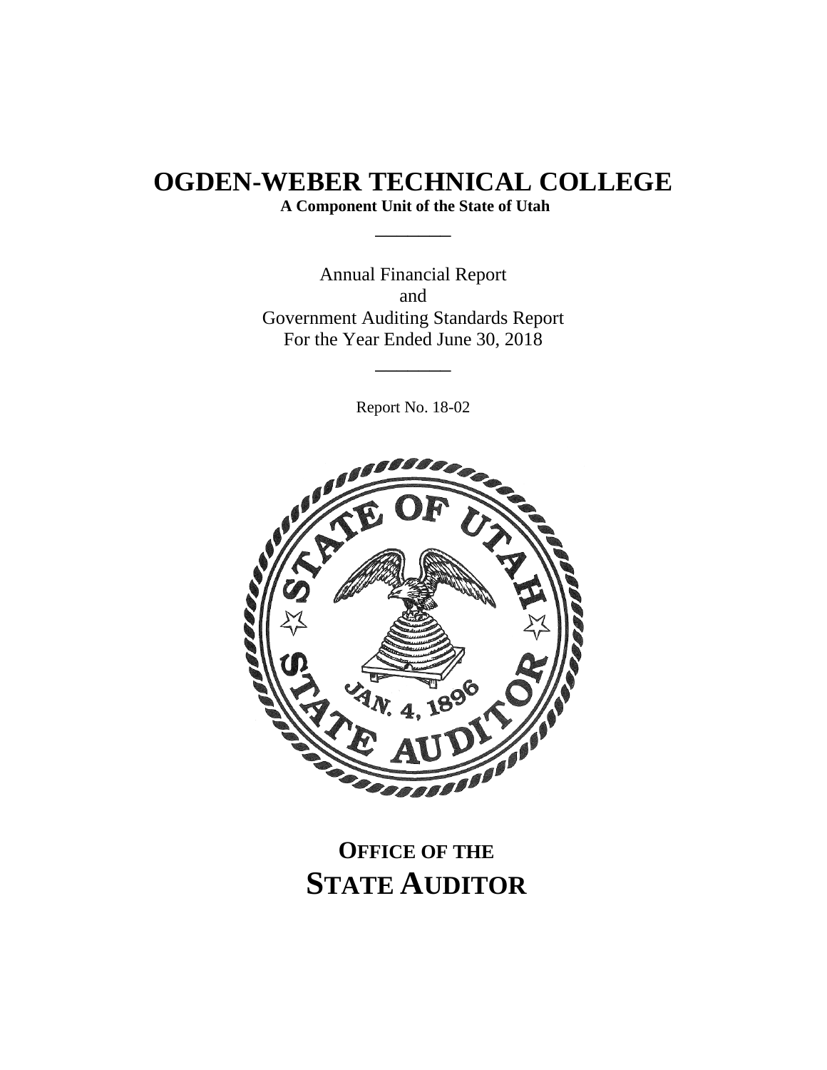# OGDEN-WEBER TECHNICAL COLLEGE

**A Component Unit of the State of Utah**

---

Annual Financial Report
and
Government Auditing Standards Report
For the Year Ended June 30, 2018

---

Report No. 18-02

## OFFICE OF THE STATE AUDITOR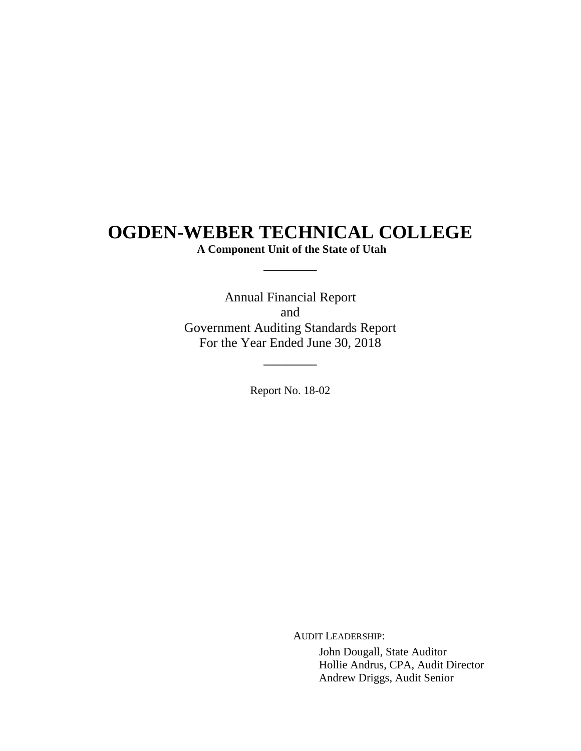# OGDEN-WEBER TECHNICAL COLLEGE

**A Component Unit of the State of Utah**

________

Annual Financial Report
and
Government Auditing Standards Report
For the Year Ended June 30, 2018

________

Report No. 18-02

AUDIT LEADERSHIP:

John Dougall, State Auditor
Hollie Andrus, CPA, Audit Director
Andrew Driggs, Audit Senior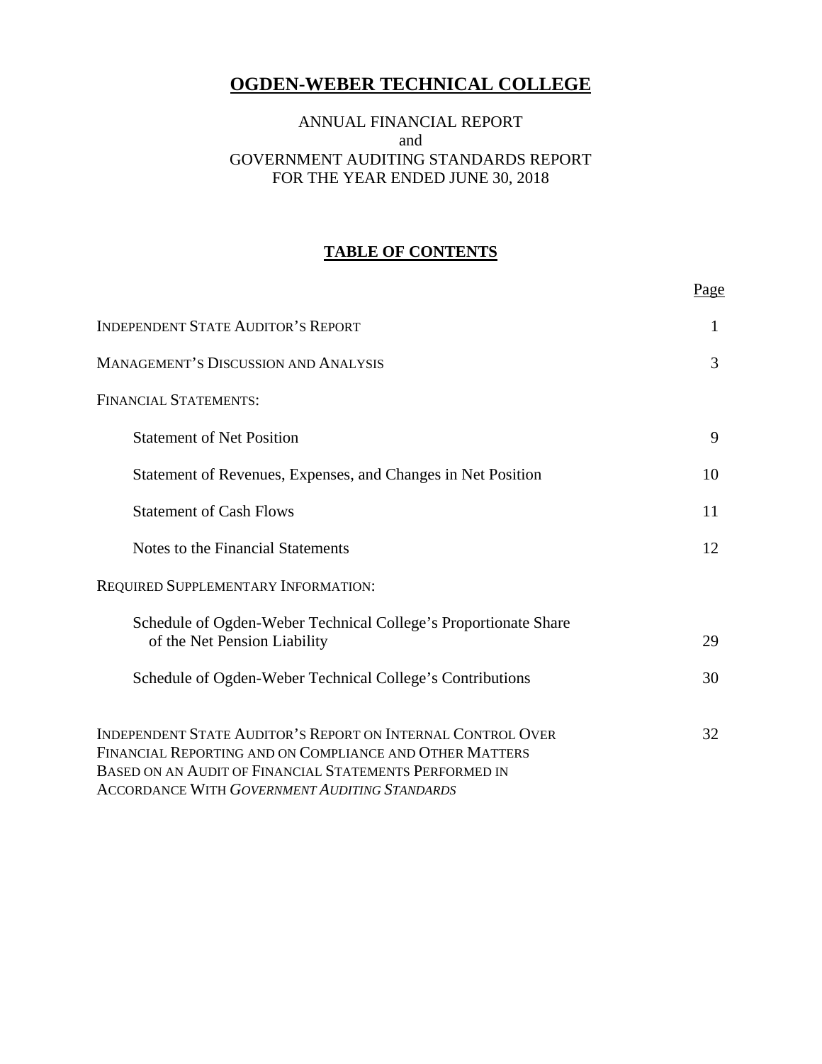# OGDEN-WEBER TECHNICAL COLLEGE

ANNUAL FINANCIAL REPORT
and
GOVERNMENT AUDITING STANDARDS REPORT
FOR THE YEAR ENDED JUNE 30, 2018

## TABLE OF CONTENTS

| | Page |
|---|---|
| INDEPENDENT STATE AUDITOR'S REPORT | 1 |
| MANAGEMENT'S DISCUSSION AND ANALYSIS | 3 |
| FINANCIAL STATEMENTS: | |
| Statement of Net Position | 9 |
| Statement of Revenues, Expenses, and Changes in Net Position | 10 |
| Statement of Cash Flows | 11 |
| Notes to the Financial Statements | 12 |
| REQUIRED SUPPLEMENTARY INFORMATION: | |
| Schedule of Ogden-Weber Technical College's Proportionate Share of the Net Pension Liability | 29 |
| Schedule of Ogden-Weber Technical College's Contributions | 30 |
| INDEPENDENT STATE AUDITOR'S REPORT ON INTERNAL CONTROL OVER FINANCIAL REPORTING AND ON COMPLIANCE AND OTHER MATTERS BASED ON AN AUDIT OF FINANCIAL STATEMENTS PERFORMED IN ACCORDANCE WITH *GOVERNMENT AUDITING STANDARDS* | 32 |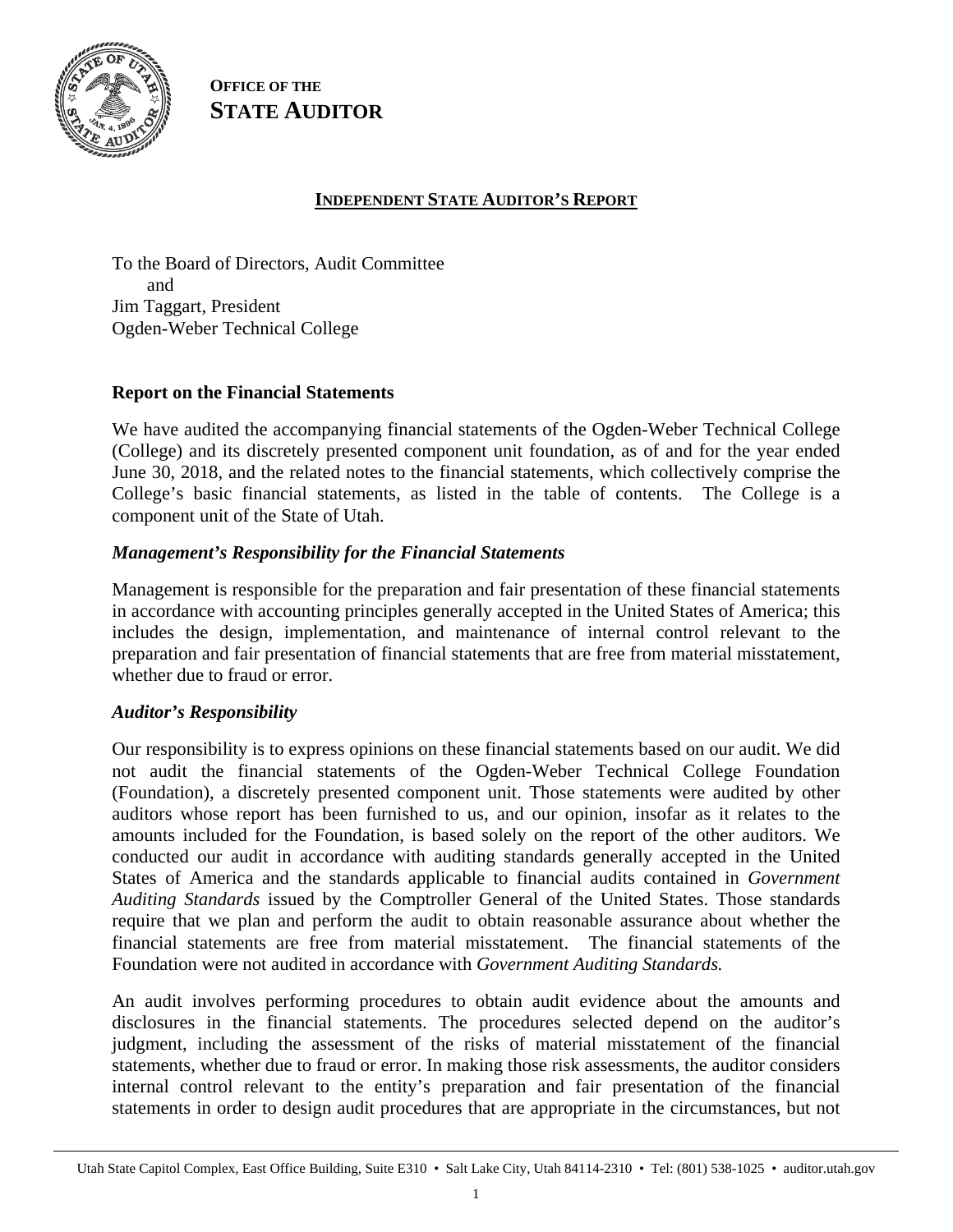**OFFICE OF THE**
**STATE AUDITOR**

## INDEPENDENT STATE AUDITOR'S REPORT

To the Board of Directors, Audit Committee
and
Jim Taggart, President
Ogden-Weber Technical College

### Report on the Financial Statements

We have audited the accompanying financial statements of the Ogden-Weber Technical College (College) and its discretely presented component unit foundation, as of and for the year ended June 30, 2018, and the related notes to the financial statements, which collectively comprise the College's basic financial statements, as listed in the table of contents. The College is a component unit of the State of Utah.

#### *Management's Responsibility for the Financial Statements*

Management is responsible for the preparation and fair presentation of these financial statements in accordance with accounting principles generally accepted in the United States of America; this includes the design, implementation, and maintenance of internal control relevant to the preparation and fair presentation of financial statements that are free from material misstatement, whether due to fraud or error.

#### *Auditor's Responsibility*

Our responsibility is to express opinions on these financial statements based on our audit. We did not audit the financial statements of the Ogden-Weber Technical College Foundation (Foundation), a discretely presented component unit. Those statements were audited by other auditors whose report has been furnished to us, and our opinion, insofar as it relates to the amounts included for the Foundation, is based solely on the report of the other auditors. We conducted our audit in accordance with auditing standards generally accepted in the United States of America and the standards applicable to financial audits contained in *Government Auditing Standards* issued by the Comptroller General of the United States. Those standards require that we plan and perform the audit to obtain reasonable assurance about whether the financial statements are free from material misstatement. The financial statements of the Foundation were not audited in accordance with *Government Auditing Standards.*

An audit involves performing procedures to obtain audit evidence about the amounts and disclosures in the financial statements. The procedures selected depend on the auditor's judgment, including the assessment of the risks of material misstatement of the financial statements, whether due to fraud or error. In making those risk assessments, the auditor considers internal control relevant to the entity's preparation and fair presentation of the financial statements in order to design audit procedures that are appropriate in the circumstances, but not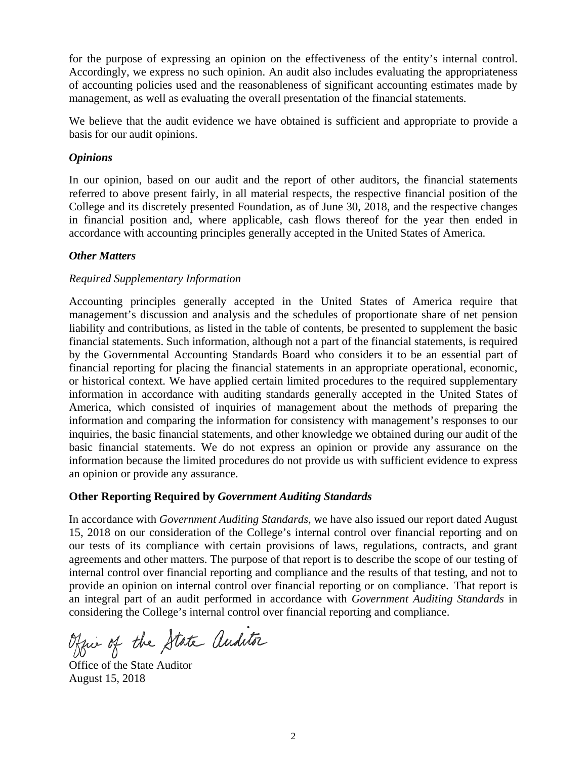for the purpose of expressing an opinion on the effectiveness of the entity's internal control. Accordingly, we express no such opinion. An audit also includes evaluating the appropriateness of accounting policies used and the reasonableness of significant accounting estimates made by management, as well as evaluating the overall presentation of the financial statements.

We believe that the audit evidence we have obtained is sufficient and appropriate to provide a basis for our audit opinions.

### *Opinions*

In our opinion, based on our audit and the report of other auditors, the financial statements referred to above present fairly, in all material respects, the respective financial position of the College and its discretely presented Foundation, as of June 30, 2018, and the respective changes in financial position and, where applicable, cash flows thereof for the year then ended in accordance with accounting principles generally accepted in the United States of America.

### *Other Matters*

#### *Required Supplementary Information*

Accounting principles generally accepted in the United States of America require that management's discussion and analysis and the schedules of proportionate share of net pension liability and contributions, as listed in the table of contents, be presented to supplement the basic financial statements. Such information, although not a part of the financial statements, is required by the Governmental Accounting Standards Board who considers it to be an essential part of financial reporting for placing the financial statements in an appropriate operational, economic, or historical context. We have applied certain limited procedures to the required supplementary information in accordance with auditing standards generally accepted in the United States of America, which consisted of inquiries of management about the methods of preparing the information and comparing the information for consistency with management's responses to our inquiries, the basic financial statements, and other knowledge we obtained during our audit of the basic financial statements. We do not express an opinion or provide any assurance on the information because the limited procedures do not provide us with sufficient evidence to express an opinion or provide any assurance.

## **Other Reporting Required by *Government Auditing Standards***

In accordance with *Government Auditing Standards*, we have also issued our report dated August 15, 2018 on our consideration of the College's internal control over financial reporting and on our tests of its compliance with certain provisions of laws, regulations, contracts, and grant agreements and other matters. The purpose of that report is to describe the scope of our testing of internal control over financial reporting and compliance and the results of that testing, and not to provide an opinion on internal control over financial reporting or on compliance. That report is an integral part of an audit performed in accordance with *Government Auditing Standards* in considering the College's internal control over financial reporting and compliance.

Office of the State Auditor

Office of the State Auditor
August 15, 2018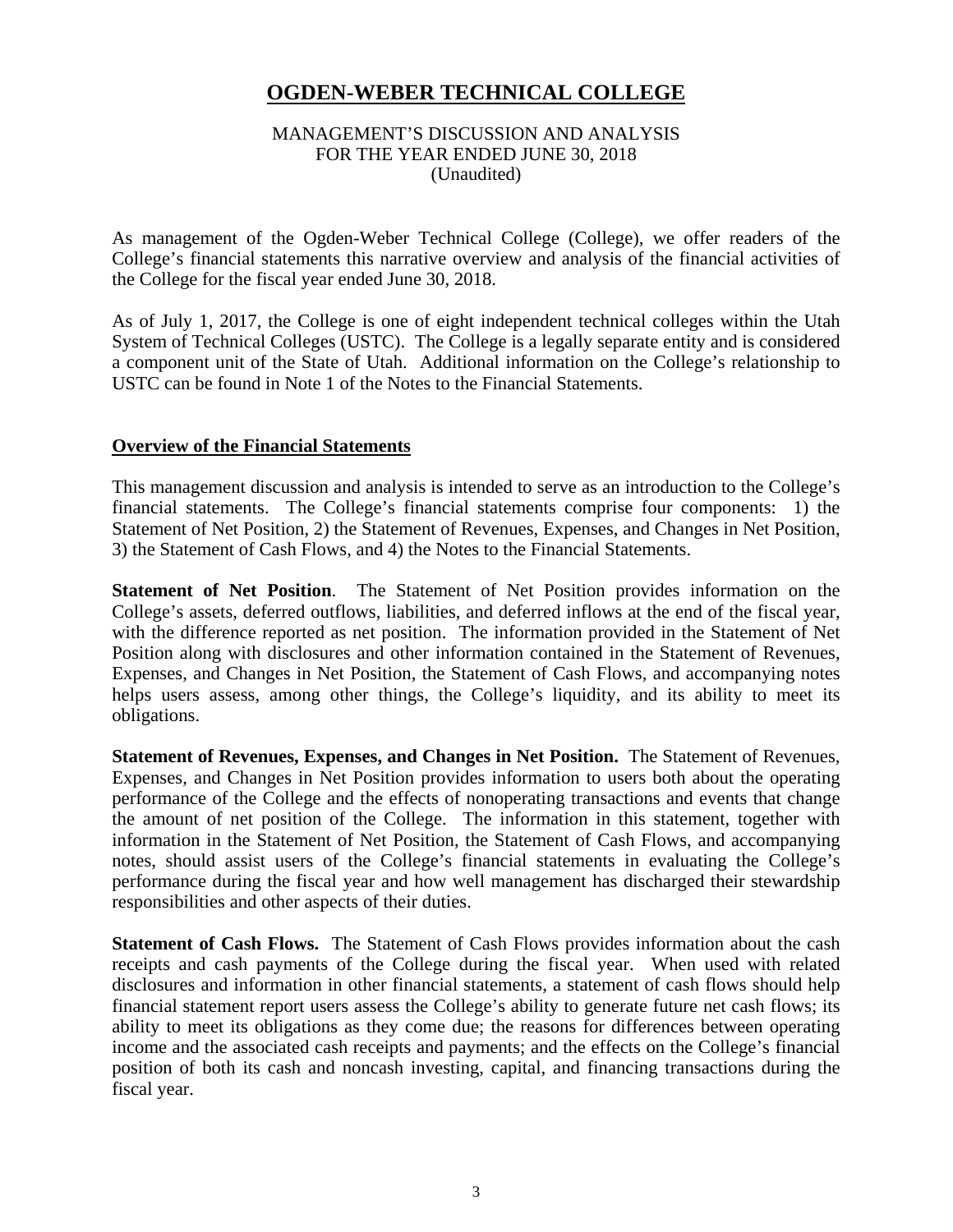# OGDEN-WEBER TECHNICAL COLLEGE

MANAGEMENT'S DISCUSSION AND ANALYSIS
FOR THE YEAR ENDED JUNE 30, 2018
(Unaudited)

As management of the Ogden-Weber Technical College (College), we offer readers of the College's financial statements this narrative overview and analysis of the financial activities of the College for the fiscal year ended June 30, 2018.

As of July 1, 2017, the College is one of eight independent technical colleges within the Utah System of Technical Colleges (USTC). The College is a legally separate entity and is considered a component unit of the State of Utah. Additional information on the College's relationship to USTC can be found in Note 1 of the Notes to the Financial Statements.

## Overview of the Financial Statements

This management discussion and analysis is intended to serve as an introduction to the College's financial statements. The College's financial statements comprise four components: 1) the Statement of Net Position, 2) the Statement of Revenues, Expenses, and Changes in Net Position, 3) the Statement of Cash Flows, and 4) the Notes to the Financial Statements.

**Statement of Net Position**. The Statement of Net Position provides information on the College's assets, deferred outflows, liabilities, and deferred inflows at the end of the fiscal year, with the difference reported as net position. The information provided in the Statement of Net Position along with disclosures and other information contained in the Statement of Revenues, Expenses, and Changes in Net Position, the Statement of Cash Flows, and accompanying notes helps users assess, among other things, the College's liquidity, and its ability to meet its obligations.

**Statement of Revenues, Expenses, and Changes in Net Position.** The Statement of Revenues, Expenses, and Changes in Net Position provides information to users both about the operating performance of the College and the effects of nonoperating transactions and events that change the amount of net position of the College. The information in this statement, together with information in the Statement of Net Position, the Statement of Cash Flows, and accompanying notes, should assist users of the College's financial statements in evaluating the College's performance during the fiscal year and how well management has discharged their stewardship responsibilities and other aspects of their duties.

**Statement of Cash Flows.** The Statement of Cash Flows provides information about the cash receipts and cash payments of the College during the fiscal year. When used with related disclosures and information in other financial statements, a statement of cash flows should help financial statement report users assess the College's ability to generate future net cash flows; its ability to meet its obligations as they come due; the reasons for differences between operating income and the associated cash receipts and payments; and the effects on the College's financial position of both its cash and noncash investing, capital, and financing transactions during the fiscal year.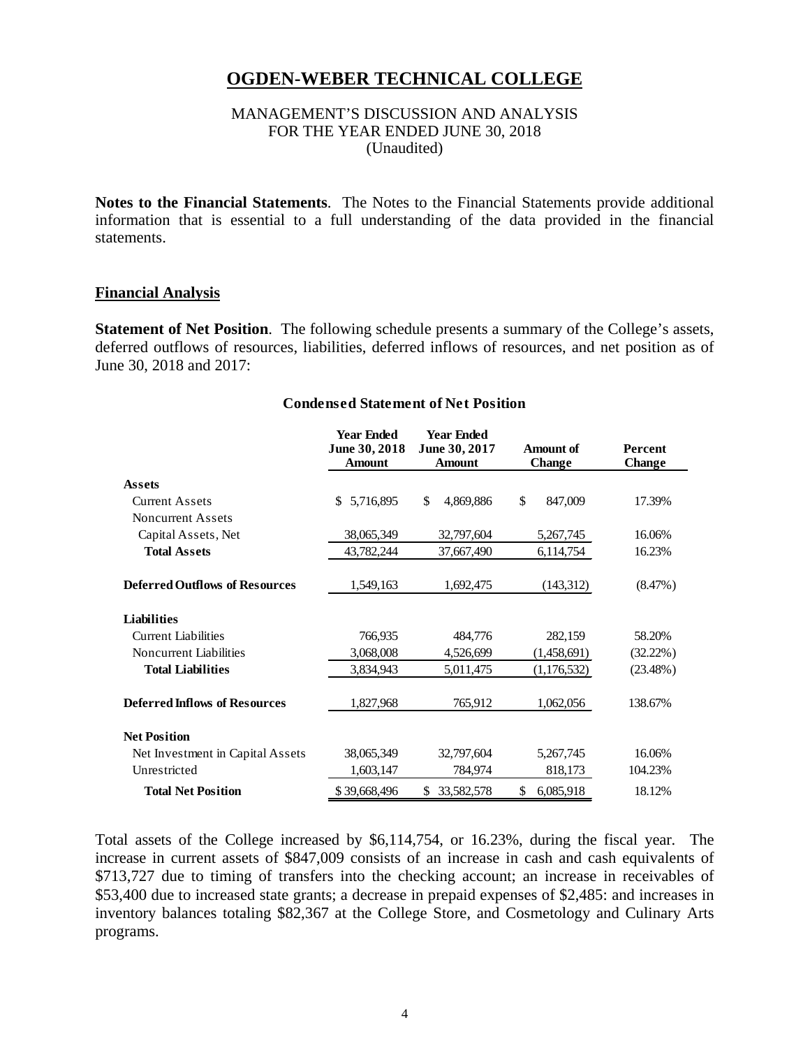# OGDEN-WEBER TECHNICAL COLLEGE

MANAGEMENT'S DISCUSSION AND ANALYSIS
FOR THE YEAR ENDED JUNE 30, 2018
(Unaudited)

**Notes to the Financial Statements**. The Notes to the Financial Statements provide additional information that is essential to a full understanding of the data provided in the financial statements.

## Financial Analysis

**Statement of Net Position**. The following schedule presents a summary of the College's assets, deferred outflows of resources, liabilities, deferred inflows of resources, and net position as of June 30, 2018 and 2017:

**Condensed Statement of Net Position**

| | Year Ended June 30, 2018 Amount | Year Ended June 30, 2017 Amount | Amount of Change | Percent Change |
|---|---|---|---|---|
| **Assets** | | | | |
| Current Assets | $ 5,716,895 | $ 4,869,886 | $ 847,009 | 17.39% |
| Noncurrent Assets | | | | |
| Capital Assets, Net | 38,065,349 | 32,797,604 | 5,267,745 | 16.06% |
| **Total Assets** | 43,782,244 | 37,667,490 | 6,114,754 | 16.23% |
| **Deferred Outflows of Resources** | 1,549,163 | 1,692,475 | (143,312) | (8.47%) |
| **Liabilities** | | | | |
| Current Liabilities | 766,935 | 484,776 | 282,159 | 58.20% |
| Noncurrent Liabilities | 3,068,008 | 4,526,699 | (1,458,691) | (32.22%) |
| **Total Liabilities** | 3,834,943 | 5,011,475 | (1,176,532) | (23.48%) |
| **Deferred Inflows of Resources** | 1,827,968 | 765,912 | 1,062,056 | 138.67% |
| **Net Position** | | | | |
| Net Investment in Capital Assets | 38,065,349 | 32,797,604 | 5,267,745 | 16.06% |
| Unrestricted | 1,603,147 | 784,974 | 818,173 | 104.23% |
| **Total Net Position** | $ 39,668,496 | $ 33,582,578 | $ 6,085,918 | 18.12% |

Total assets of the College increased by $6,114,754, or 16.23%, during the fiscal year. The increase in current assets of $847,009 consists of an increase in cash and cash equivalents of $713,727 due to timing of transfers into the checking account; an increase in receivables of $53,400 due to increased state grants; a decrease in prepaid expenses of $2,485: and increases in inventory balances totaling $82,367 at the College Store, and Cosmetology and Culinary Arts programs.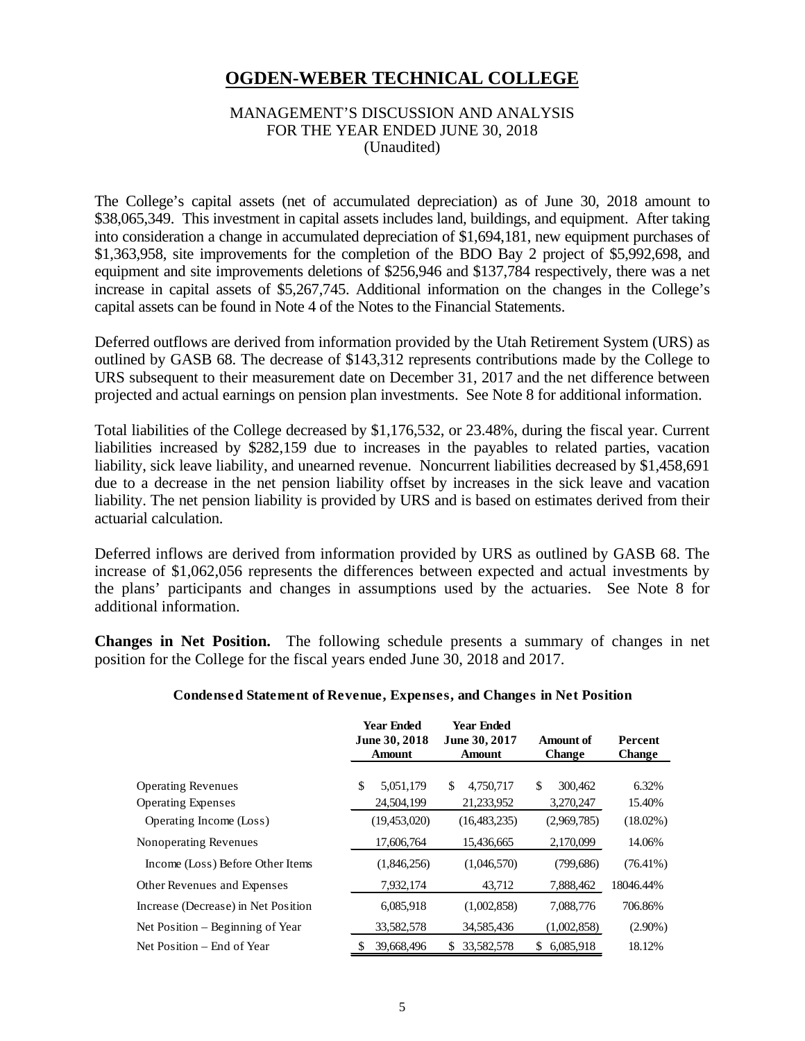# OGDEN-WEBER TECHNICAL COLLEGE

MANAGEMENT'S DISCUSSION AND ANALYSIS
FOR THE YEAR ENDED JUNE 30, 2018
(Unaudited)

The College's capital assets (net of accumulated depreciation) as of June 30, 2018 amount to \$38,065,349. This investment in capital assets includes land, buildings, and equipment. After taking into consideration a change in accumulated depreciation of \$1,694,181, new equipment purchases of \$1,363,958, site improvements for the completion of the BDO Bay 2 project of \$5,992,698, and equipment and site improvements deletions of \$256,946 and \$137,784 respectively, there was a net increase in capital assets of \$5,267,745. Additional information on the changes in the College's capital assets can be found in Note 4 of the Notes to the Financial Statements.

Deferred outflows are derived from information provided by the Utah Retirement System (URS) as outlined by GASB 68. The decrease of \$143,312 represents contributions made by the College to URS subsequent to their measurement date on December 31, 2017 and the net difference between projected and actual earnings on pension plan investments. See Note 8 for additional information.

Total liabilities of the College decreased by \$1,176,532, or 23.48%, during the fiscal year. Current liabilities increased by \$282,159 due to increases in the payables to related parties, vacation liability, sick leave liability, and unearned revenue. Noncurrent liabilities decreased by \$1,458,691 due to a decrease in the net pension liability offset by increases in the sick leave and vacation liability. The net pension liability is provided by URS and is based on estimates derived from their actuarial calculation.

Deferred inflows are derived from information provided by URS as outlined by GASB 68. The increase of \$1,062,056 represents the differences between expected and actual investments by the plans' participants and changes in assumptions used by the actuaries. See Note 8 for additional information.

**Changes in Net Position.** The following schedule presents a summary of changes in net position for the College for the fiscal years ended June 30, 2018 and 2017.

**Condensed Statement of Revenue, Expenses, and Changes in Net Position**

| | Year Ended June 30, 2018 Amount | Year Ended June 30, 2017 Amount | Amount of Change | Percent Change |
|---|---|---|---|---|
| Operating Revenues | \$ 5,051,179 | \$ 4,750,717 | \$ 300,462 | 6.32% |
| Operating Expenses | 24,504,199 | 21,233,952 | 3,270,247 | 15.40% |
| Operating Income (Loss) | (19,453,020) | (16,483,235) | (2,969,785) | (18.02%) |
| Nonoperating Revenues | 17,606,764 | 15,436,665 | 2,170,099 | 14.06% |
| Income (Loss) Before Other Items | (1,846,256) | (1,046,570) | (799,686) | (76.41%) |
| Other Revenues and Expenses | 7,932,174 | 43,712 | 7,888,462 | 18046.44% |
| Increase (Decrease) in Net Position | 6,085,918 | (1,002,858) | 7,088,776 | 706.86% |
| Net Position – Beginning of Year | 33,582,578 | 34,585,436 | (1,002,858) | (2.90%) |
| Net Position – End of Year | \$ 39,668,496 | \$ 33,582,578 | \$ 6,085,918 | 18.12% |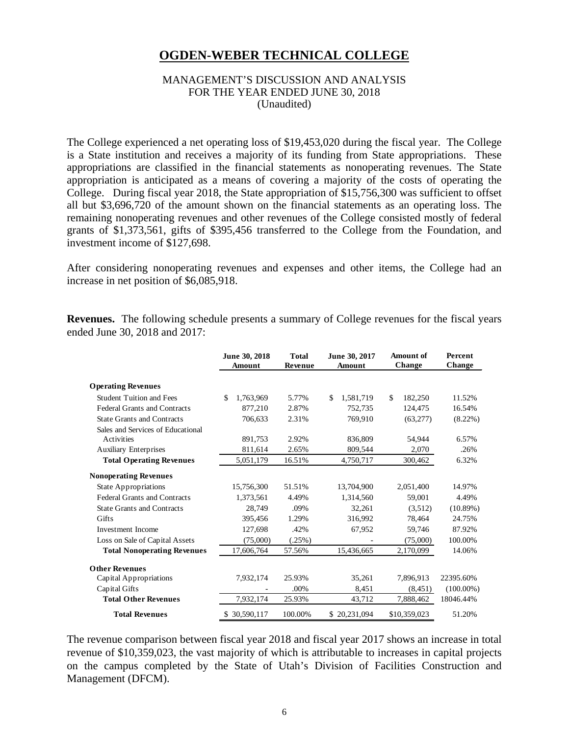# OGDEN-WEBER TECHNICAL COLLEGE

MANAGEMENT'S DISCUSSION AND ANALYSIS
FOR THE YEAR ENDED JUNE 30, 2018
(Unaudited)

The College experienced a net operating loss of $19,453,020 during the fiscal year. The College is a State institution and receives a majority of its funding from State appropriations. These appropriations are classified in the financial statements as nonoperating revenues. The State appropriation is anticipated as a means of covering a majority of the costs of operating the College. During fiscal year 2018, the State appropriation of $15,756,300 was sufficient to offset all but $3,696,720 of the amount shown on the financial statements as an operating loss. The remaining nonoperating revenues and other revenues of the College consisted mostly of federal grants of $1,373,561, gifts of $395,456 transferred to the College from the Foundation, and investment income of $127,698.

After considering nonoperating revenues and expenses and other items, the College had an increase in net position of $6,085,918.

**Revenues.** The following schedule presents a summary of College revenues for the fiscal years ended June 30, 2018 and 2017:

| | June 30, 2018 Amount | Total Revenue | June 30, 2017 Amount | Amount of Change | Percent Change |
|---|---|---|---|---|---|
| **Operating Revenues** | | | | | |
| Student Tuition and Fees | $ 1,763,969 | 5.77% | $ 1,581,719 | $ 182,250 | 11.52% |
| Federal Grants and Contracts | 877,210 | 2.87% | 752,735 | 124,475 | 16.54% |
| State Grants and Contracts | 706,633 | 2.31% | 769,910 | (63,277) | (8.22%) |
| Sales and Services of Educational Activities | 891,753 | 2.92% | 836,809 | 54,944 | 6.57% |
| Auxiliary Enterprises | 811,614 | 2.65% | 809,544 | 2,070 | .26% |
| **Total Operating Revenues** | 5,051,179 | 16.51% | 4,750,717 | 300,462 | 6.32% |
| **Nonoperating Revenues** | | | | | |
| State Appropriations | 15,756,300 | 51.51% | 13,704,900 | 2,051,400 | 14.97% |
| Federal Grants and Contracts | 1,373,561 | 4.49% | 1,314,560 | 59,001 | 4.49% |
| State Grants and Contracts | 28,749 | .09% | 32,261 | (3,512) | (10.89%) |
| Gifts | 395,456 | 1.29% | 316,992 | 78,464 | 24.75% |
| Investment Income | 127,698 | .42% | 67,952 | 59,746 | 87.92% |
| Loss on Sale of Capital Assets | (75,000) | (.25%) | - | (75,000) | 100.00% |
| **Total Nonoperating Revenues** | 17,606,764 | 57.56% | 15,436,665 | 2,170,099 | 14.06% |
| **Other Revenues** | | | | | |
| Capital Appropriations | 7,932,174 | 25.93% | 35,261 | 7,896,913 | 22395.60% |
| Capital Gifts | - | .00% | 8,451 | (8,451) | (100.00%) |
| **Total Other Revenues** | 7,932,174 | 25.93% | 43,712 | 7,888,462 | 18046.44% |
| **Total Revenues** | $ 30,590,117 | 100.00% | $ 20,231,094 | $10,359,023 | 51.20% |

The revenue comparison between fiscal year 2018 and fiscal year 2017 shows an increase in total revenue of $10,359,023, the vast majority of which is attributable to increases in capital projects on the campus completed by the State of Utah's Division of Facilities Construction and Management (DFCM).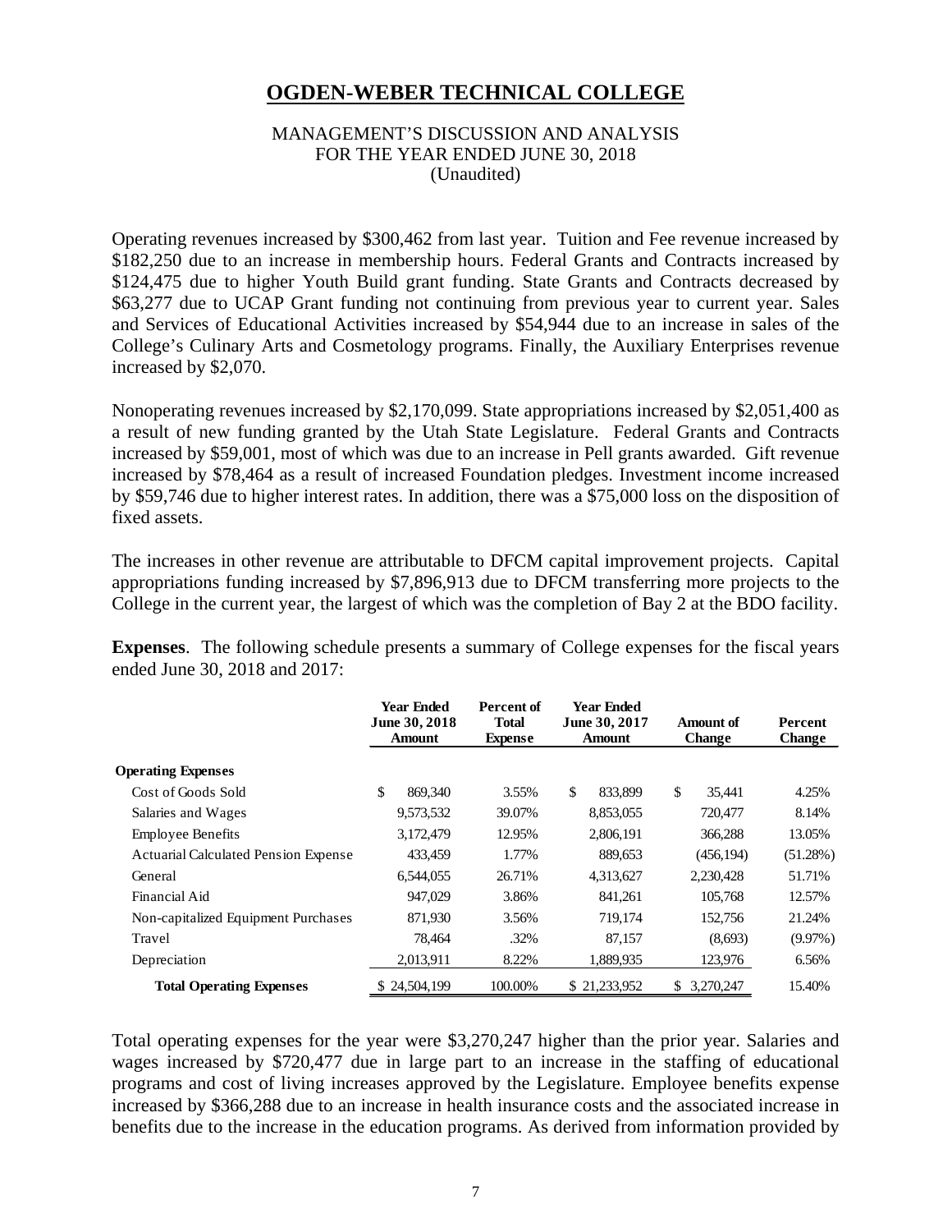# OGDEN-WEBER TECHNICAL COLLEGE

MANAGEMENT'S DISCUSSION AND ANALYSIS
FOR THE YEAR ENDED JUNE 30, 2018
(Unaudited)

Operating revenues increased by $300,462 from last year. Tuition and Fee revenue increased by $182,250 due to an increase in membership hours. Federal Grants and Contracts increased by $124,475 due to higher Youth Build grant funding. State Grants and Contracts decreased by $63,277 due to UCAP Grant funding not continuing from previous year to current year. Sales and Services of Educational Activities increased by $54,944 due to an increase in sales of the College's Culinary Arts and Cosmetology programs. Finally, the Auxiliary Enterprises revenue increased by $2,070.

Nonoperating revenues increased by $2,170,099. State appropriations increased by $2,051,400 as a result of new funding granted by the Utah State Legislature. Federal Grants and Contracts increased by $59,001, most of which was due to an increase in Pell grants awarded. Gift revenue increased by $78,464 as a result of increased Foundation pledges. Investment income increased by $59,746 due to higher interest rates. In addition, there was a $75,000 loss on the disposition of fixed assets.

The increases in other revenue are attributable to DFCM capital improvement projects. Capital appropriations funding increased by $7,896,913 due to DFCM transferring more projects to the College in the current year, the largest of which was the completion of Bay 2 at the BDO facility.

**Expenses**. The following schedule presents a summary of College expenses for the fiscal years ended June 30, 2018 and 2017:

| | Year Ended June 30, 2018 Amount | Percent of Total Expense | Year Ended June 30, 2017 Amount | Amount of Change | Percent Change |
|---|---|---|---|---|---|
| **Operating Expenses** | | | | | |
| Cost of Goods Sold | $ 869,340 | 3.55% | $ 833,899 | $ 35,441 | 4.25% |
| Salaries and Wages | 9,573,532 | 39.07% | 8,853,055 | 720,477 | 8.14% |
| Employee Benefits | 3,172,479 | 12.95% | 2,806,191 | 366,288 | 13.05% |
| Actuarial Calculated Pension Expense | 433,459 | 1.77% | 889,653 | (456,194) | (51.28%) |
| General | 6,544,055 | 26.71% | 4,313,627 | 2,230,428 | 51.71% |
| Financial Aid | 947,029 | 3.86% | 841,261 | 105,768 | 12.57% |
| Non-capitalized Equipment Purchases | 871,930 | 3.56% | 719,174 | 152,756 | 21.24% |
| Travel | 78,464 | .32% | 87,157 | (8,693) | (9.97%) |
| Depreciation | 2,013,911 | 8.22% | 1,889,935 | 123,976 | 6.56% |
| **Total Operating Expenses** | $ 24,504,199 | 100.00% | $ 21,233,952 | $ 3,270,247 | 15.40% |

Total operating expenses for the year were $3,270,247 higher than the prior year. Salaries and wages increased by $720,477 due in large part to an increase in the staffing of educational programs and cost of living increases approved by the Legislature. Employee benefits expense increased by $366,288 due to an increase in health insurance costs and the associated increase in benefits due to the increase in the education programs. As derived from information provided by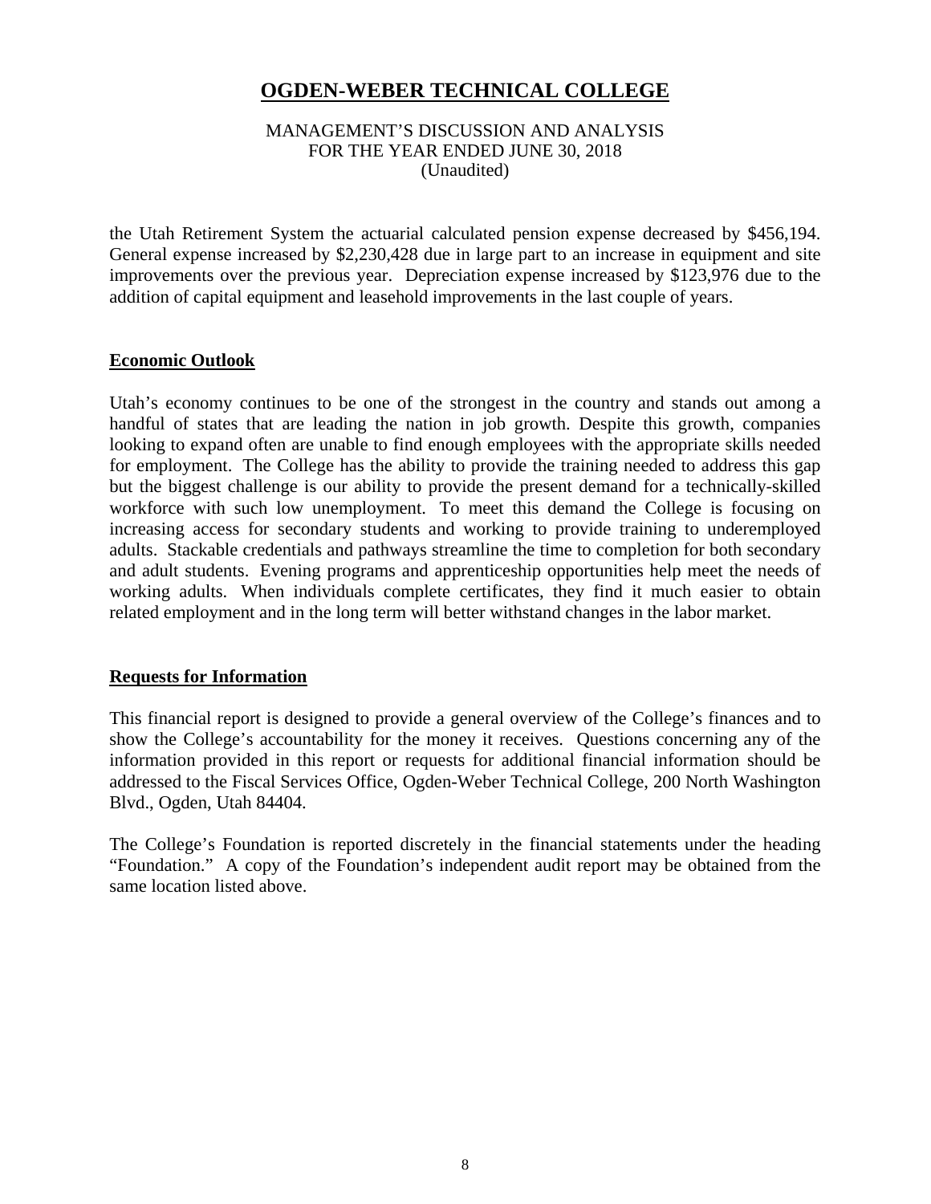the Utah Retirement System the actuarial calculated pension expense decreased by $456,194. General expense increased by $2,230,428 due in large part to an increase in equipment and site improvements over the previous year. Depreciation expense increased by $123,976 due to the addition of capital equipment and leasehold improvements in the last couple of years.

## Economic Outlook

Utah's economy continues to be one of the strongest in the country and stands out among a handful of states that are leading the nation in job growth. Despite this growth, companies looking to expand often are unable to find enough employees with the appropriate skills needed for employment. The College has the ability to provide the training needed to address this gap but the biggest challenge is our ability to provide the present demand for a technically-skilled workforce with such low unemployment. To meet this demand the College is focusing on increasing access for secondary students and working to provide training to underemployed adults. Stackable credentials and pathways streamline the time to completion for both secondary and adult students. Evening programs and apprenticeship opportunities help meet the needs of working adults. When individuals complete certificates, they find it much easier to obtain related employment and in the long term will better withstand changes in the labor market.

## Requests for Information

This financial report is designed to provide a general overview of the College's finances and to show the College's accountability for the money it receives. Questions concerning any of the information provided in this report or requests for additional financial information should be addressed to the Fiscal Services Office, Ogden-Weber Technical College, 200 North Washington Blvd., Ogden, Utah 84404.

The College's Foundation is reported discretely in the financial statements under the heading "Foundation." A copy of the Foundation's independent audit report may be obtained from the same location listed above.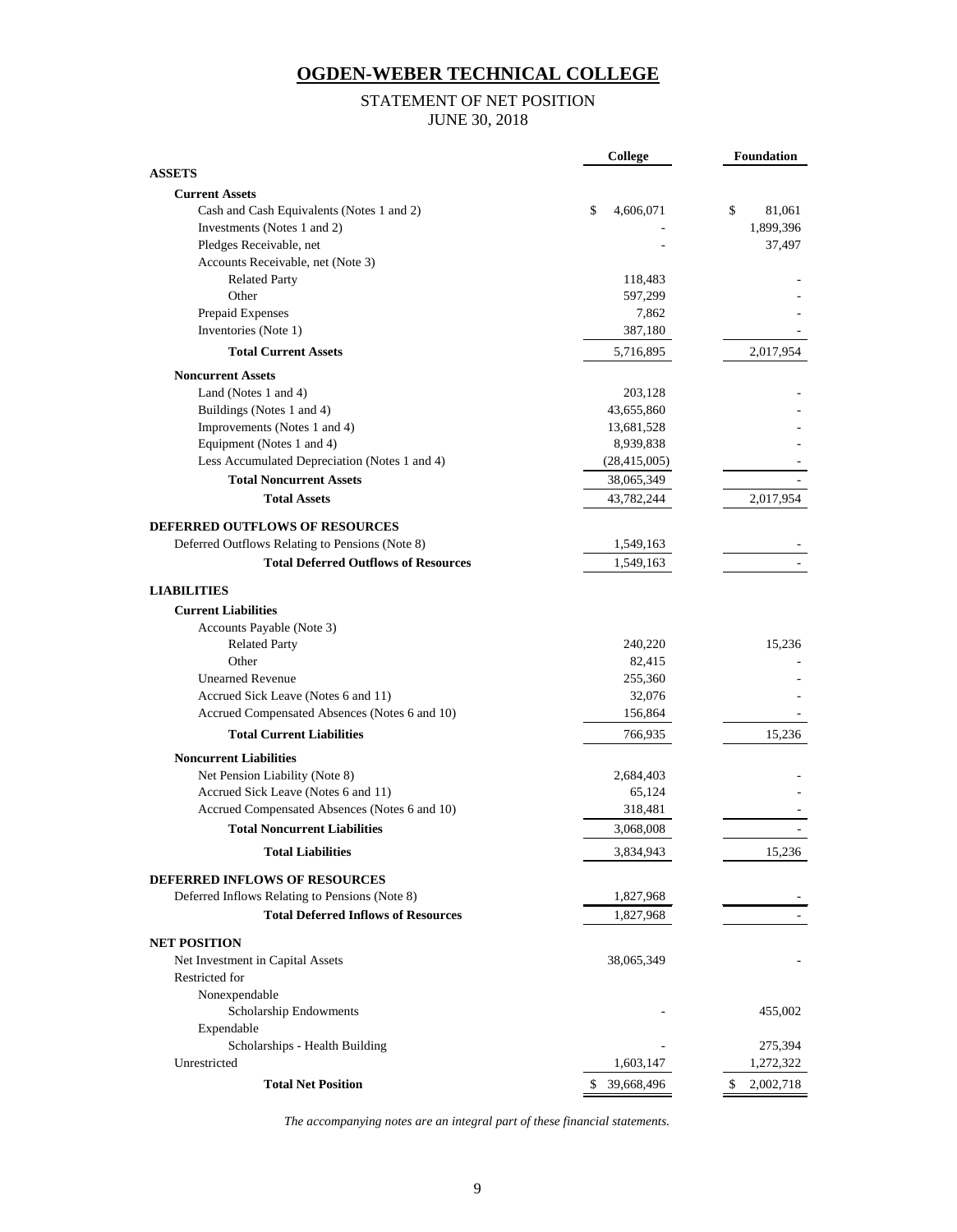# OGDEN-WEBER TECHNICAL COLLEGE

## STATEMENT OF NET POSITION
## JUNE 30, 2018

| | College | Foundation |
|---|---|---|
| **ASSETS** | | |
| **Current Assets** | | |
| Cash and Cash Equivalents (Notes 1 and 2) | $ 4,606,071 | $ 81,061 |
| Investments (Notes 1 and 2) | - | 1,899,396 |
| Pledges Receivable, net | - | 37,497 |
| Accounts Receivable, net (Note 3) | | |
| Related Party | 118,483 | - |
| Other | 597,299 | - |
| Prepaid Expenses | 7,862 | - |
| Inventories (Note 1) | 387,180 | - |
| **Total Current Assets** | 5,716,895 | 2,017,954 |
| **Noncurrent Assets** | | |
| Land (Notes 1 and 4) | 203,128 | - |
| Buildings (Notes 1 and 4) | 43,655,860 | - |
| Improvements (Notes 1 and 4) | 13,681,528 | - |
| Equipment (Notes 1 and 4) | 8,939,838 | - |
| Less Accumulated Depreciation (Notes 1 and 4) | (28,415,005) | - |
| **Total Noncurrent Assets** | 38,065,349 | - |
| **Total Assets** | 43,782,244 | 2,017,954 |
| **DEFERRED OUTFLOWS OF RESOURCES** | | |
| Deferred Outflows Relating to Pensions (Note 8) | 1,549,163 | - |
| **Total Deferred Outflows of Resources** | 1,549,163 | - |
| **LIABILITIES** | | |
| **Current Liabilities** | | |
| Accounts Payable (Note 3) | | |
| Related Party | 240,220 | 15,236 |
| Other | 82,415 | - |
| Unearned Revenue | 255,360 | - |
| Accrued Sick Leave (Notes 6 and 11) | 32,076 | - |
| Accrued Compensated Absences (Notes 6 and 10) | 156,864 | - |
| **Total Current Liabilities** | 766,935 | 15,236 |
| **Noncurrent Liabilities** | | |
| Net Pension Liability (Note 8) | 2,684,403 | - |
| Accrued Sick Leave (Notes 6 and 11) | 65,124 | - |
| Accrued Compensated Absences (Notes 6 and 10) | 318,481 | - |
| **Total Noncurrent Liabilities** | 3,068,008 | - |
| **Total Liabilities** | 3,834,943 | 15,236 |
| **DEFERRED INFLOWS OF RESOURCES** | | |
| Deferred Inflows Relating to Pensions (Note 8) | 1,827,968 | - |
| **Total Deferred Inflows of Resources** | 1,827,968 | - |
| **NET POSITION** | | |
| Net Investment in Capital Assets | 38,065,349 | - |
| Restricted for | | |
| Nonexpendable | | |
| Scholarship Endowments | - | 455,002 |
| Expendable | | |
| Scholarships - Health Building | - | 275,394 |
| Unrestricted | 1,603,147 | 1,272,322 |
| **Total Net Position** | $ 39,668,496 | $ 2,002,718 |

*The accompanying notes are an integral part of these financial statements.*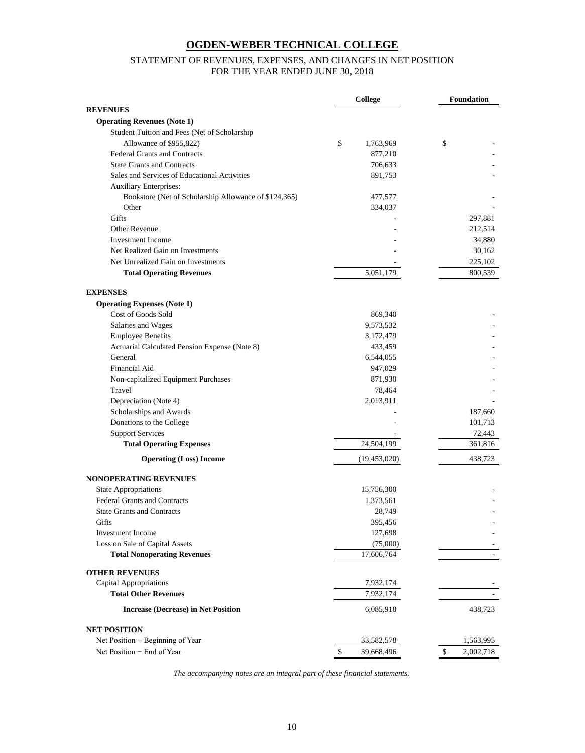# OGDEN-WEBER TECHNICAL COLLEGE

## STATEMENT OF REVENUES, EXPENSES, AND CHANGES IN NET POSITION
## FOR THE YEAR ENDED JUNE 30, 2018

| | College | Foundation |
|---|---|---|
| **REVENUES** | | |
| **Operating Revenues (Note 1)** | | |
| Student Tuition and Fees (Net of Scholarship | | |
| Allowance of $955,822) | $ 1,763,969 | $ - |
| Federal Grants and Contracts | 877,210 | - |
| State Grants and Contracts | 706,633 | - |
| Sales and Services of Educational Activities | 891,753 | - |
| Auxiliary Enterprises: | | |
| Bookstore (Net of Scholarship Allowance of $124,365) | 477,577 | - |
| Other | 334,037 | - |
| Gifts | - | 297,881 |
| Other Revenue | - | 212,514 |
| Investment Income | - | 34,880 |
| Net Realized Gain on Investments | - | 30,162 |
| Net Unrealized Gain on Investments | - | 225,102 |
| **Total Operating Revenues** | 5,051,179 | 800,539 |
| **EXPENSES** | | |
| **Operating Expenses (Note 1)** | | |
| Cost of Goods Sold | 869,340 | - |
| Salaries and Wages | 9,573,532 | - |
| Employee Benefits | 3,172,479 | - |
| Actuarial Calculated Pension Expense (Note 8) | 433,459 | - |
| General | 6,544,055 | - |
| Financial Aid | 947,029 | - |
| Non-capitalized Equipment Purchases | 871,930 | - |
| Travel | 78,464 | - |
| Depreciation (Note 4) | 2,013,911 | - |
| Scholarships and Awards | - | 187,660 |
| Donations to the College | - | 101,713 |
| Support Services | - | 72,443 |
| **Total Operating Expenses** | 24,504,199 | 361,816 |
| **Operating (Loss) Income** | (19,453,020) | 438,723 |
| **NONOPERATING REVENUES** | | |
| State Appropriations | 15,756,300 | - |
| Federal Grants and Contracts | 1,373,561 | - |
| State Grants and Contracts | 28,749 | - |
| Gifts | 395,456 | - |
| Investment Income | 127,698 | - |
| Loss on Sale of Capital Assets | (75,000) | - |
| **Total Nonoperating Revenues** | 17,606,764 | - |
| **OTHER REVENUES** | | |
| Capital Appropriations | 7,932,174 | - |
| **Total Other Revenues** | 7,932,174 | - |
| **Increase (Decrease) in Net Position** | 6,085,918 | 438,723 |
| **NET POSITION** | | |
| Net Position − Beginning of Year | 33,582,578 | 1,563,995 |
| Net Position − End of Year | $ 39,668,496 | $ 2,002,718 |

*The accompanying notes are an integral part of these financial statements.*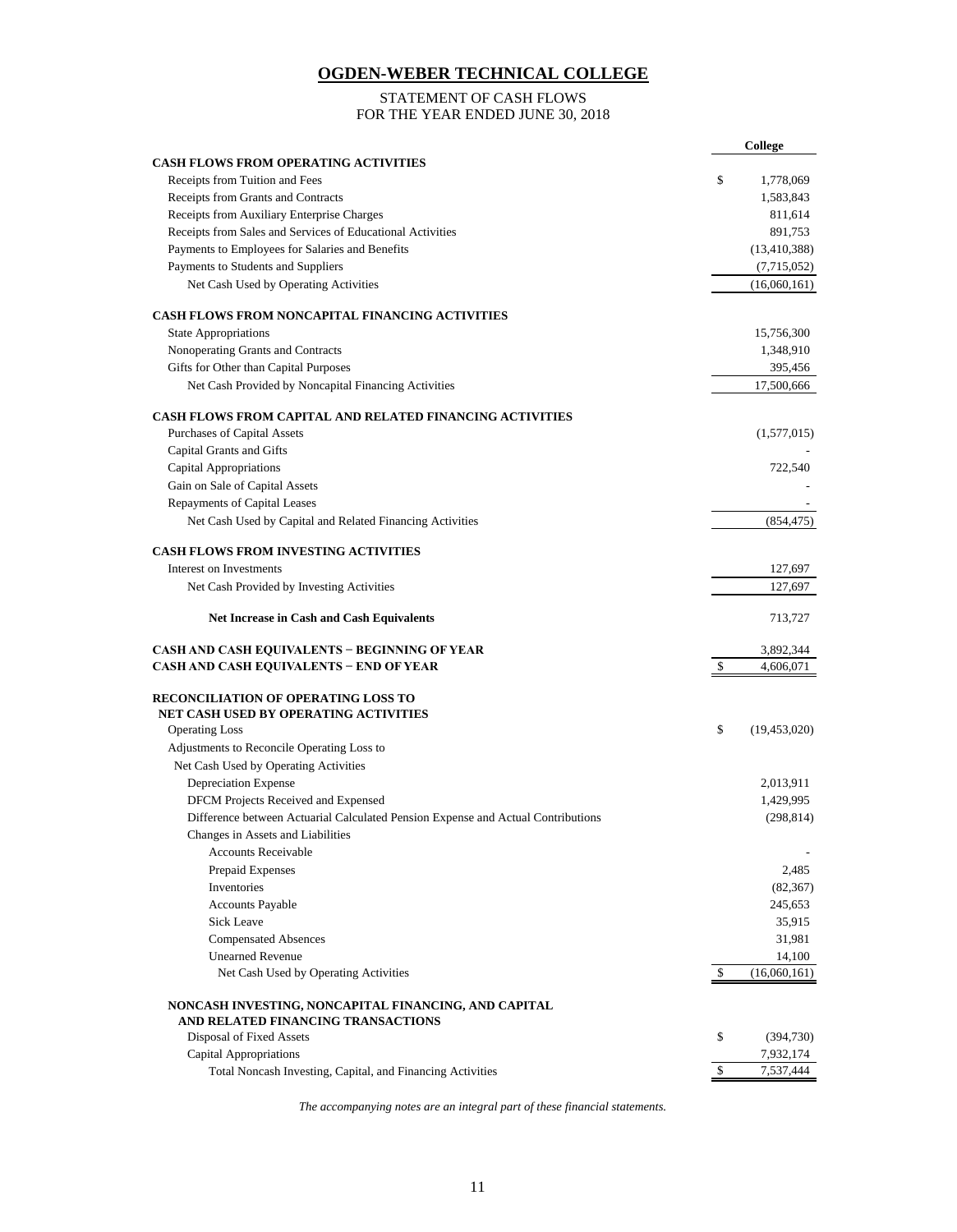# OGDEN-WEBER TECHNICAL COLLEGE

STATEMENT OF CASH FLOWS
FOR THE YEAR ENDED JUNE 30, 2018

| | College |
|---|---|
| **CASH FLOWS FROM OPERATING ACTIVITIES** | |
| Receipts from Tuition and Fees | $ 1,778,069 |
| Receipts from Grants and Contracts | 1,583,843 |
| Receipts from Auxiliary Enterprise Charges | 811,614 |
| Receipts from Sales and Services of Educational Activities | 891,753 |
| Payments to Employees for Salaries and Benefits | (13,410,388) |
| Payments to Students and Suppliers | (7,715,052) |
| Net Cash Used by Operating Activities | (16,060,161) |
| **CASH FLOWS FROM NONCAPITAL FINANCING ACTIVITIES** | |
| State Appropriations | 15,756,300 |
| Nonoperating Grants and Contracts | 1,348,910 |
| Gifts for Other than Capital Purposes | 395,456 |
| Net Cash Provided by Noncapital Financing Activities | 17,500,666 |
| **CASH FLOWS FROM CAPITAL AND RELATED FINANCING ACTIVITIES** | |
| Purchases of Capital Assets | (1,577,015) |
| Capital Grants and Gifts | - |
| Capital Appropriations | 722,540 |
| Gain on Sale of Capital Assets | - |
| Repayments of Capital Leases | - |
| Net Cash Used by Capital and Related Financing Activities | (854,475) |
| **CASH FLOWS FROM INVESTING ACTIVITIES** | |
| Interest on Investments | 127,697 |
| Net Cash Provided by Investing Activities | 127,697 |
| **Net Increase in Cash and Cash Equivalents** | 713,727 |
| **CASH AND CASH EQUIVALENTS − BEGINNING OF YEAR** | 3,892,344 |
| **CASH AND CASH EQUIVALENTS − END OF YEAR** | $ 4,606,071 |
| **RECONCILIATION OF OPERATING LOSS TO NET CASH USED BY OPERATING ACTIVITIES** | |
| Operating Loss | $ (19,453,020) |
| Adjustments to Reconcile Operating Loss to Net Cash Used by Operating Activities | |
| Depreciation Expense | 2,013,911 |
| DFCM Projects Received and Expensed | 1,429,995 |
| Difference between Actuarial Calculated Pension Expense and Actual Contributions | (298,814) |
| Changes in Assets and Liabilities | |
| Accounts Receivable | - |
| Prepaid Expenses | 2,485 |
| Inventories | (82,367) |
| Accounts Payable | 245,653 |
| Sick Leave | 35,915 |
| Compensated Absences | 31,981 |
| Unearned Revenue | 14,100 |
| Net Cash Used by Operating Activities | $ (16,060,161) |
| **NONCASH INVESTING, NONCAPITAL FINANCING, AND CAPITAL AND RELATED FINANCING TRANSACTIONS** | |
| Disposal of Fixed Assets | $ (394,730) |
| Capital Appropriations | 7,932,174 |
| Total Noncash Investing, Capital, and Financing Activities | $ 7,537,444 |

*The accompanying notes are an integral part of these financial statements.*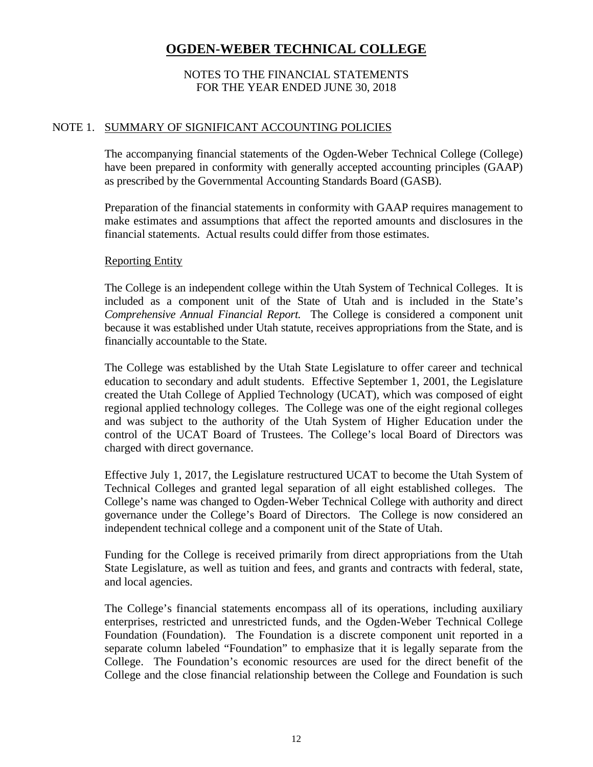# OGDEN-WEBER TECHNICAL COLLEGE

NOTES TO THE FINANCIAL STATEMENTS
FOR THE YEAR ENDED JUNE 30, 2018

## NOTE 1. SUMMARY OF SIGNIFICANT ACCOUNTING POLICIES

The accompanying financial statements of the Ogden-Weber Technical College (College) have been prepared in conformity with generally accepted accounting principles (GAAP) as prescribed by the Governmental Accounting Standards Board (GASB).

Preparation of the financial statements in conformity with GAAP requires management to make estimates and assumptions that affect the reported amounts and disclosures in the financial statements. Actual results could differ from those estimates.

### Reporting Entity

The College is an independent college within the Utah System of Technical Colleges. It is included as a component unit of the State of Utah and is included in the State's *Comprehensive Annual Financial Report.* The College is considered a component unit because it was established under Utah statute, receives appropriations from the State, and is financially accountable to the State.

The College was established by the Utah State Legislature to offer career and technical education to secondary and adult students. Effective September 1, 2001, the Legislature created the Utah College of Applied Technology (UCAT), which was composed of eight regional applied technology colleges. The College was one of the eight regional colleges and was subject to the authority of the Utah System of Higher Education under the control of the UCAT Board of Trustees. The College's local Board of Directors was charged with direct governance.

Effective July 1, 2017, the Legislature restructured UCAT to become the Utah System of Technical Colleges and granted legal separation of all eight established colleges. The College's name was changed to Ogden-Weber Technical College with authority and direct governance under the College's Board of Directors. The College is now considered an independent technical college and a component unit of the State of Utah.

Funding for the College is received primarily from direct appropriations from the Utah State Legislature, as well as tuition and fees, and grants and contracts with federal, state, and local agencies.

The College's financial statements encompass all of its operations, including auxiliary enterprises, restricted and unrestricted funds, and the Ogden-Weber Technical College Foundation (Foundation). The Foundation is a discrete component unit reported in a separate column labeled "Foundation" to emphasize that it is legally separate from the College. The Foundation's economic resources are used for the direct benefit of the College and the close financial relationship between the College and Foundation is such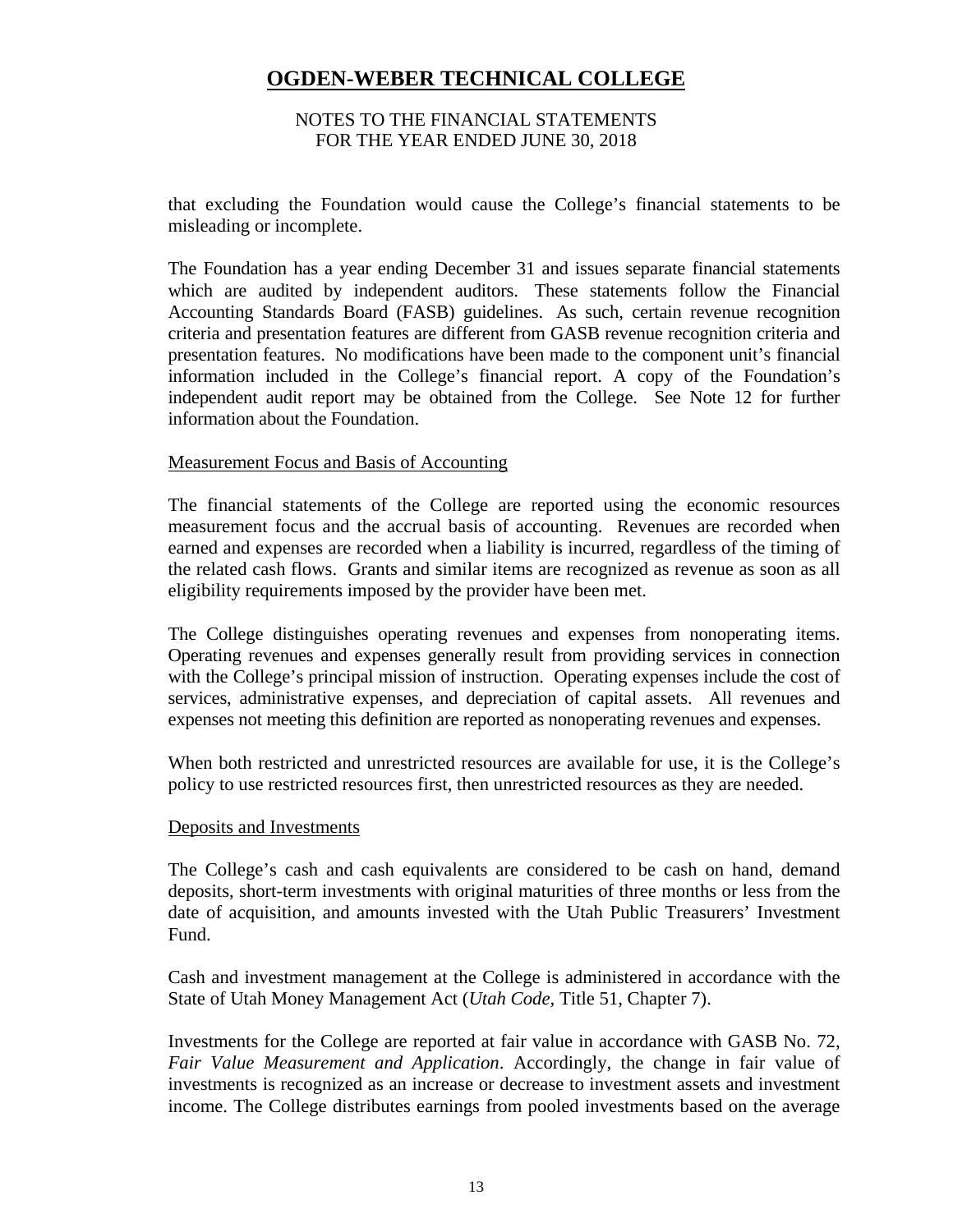that excluding the Foundation would cause the College's financial statements to be misleading or incomplete.

The Foundation has a year ending December 31 and issues separate financial statements which are audited by independent auditors. These statements follow the Financial Accounting Standards Board (FASB) guidelines. As such, certain revenue recognition criteria and presentation features are different from GASB revenue recognition criteria and presentation features. No modifications have been made to the component unit's financial information included in the College's financial report. A copy of the Foundation's independent audit report may be obtained from the College. See Note 12 for further information about the Foundation.

Measurement Focus and Basis of Accounting

The financial statements of the College are reported using the economic resources measurement focus and the accrual basis of accounting. Revenues are recorded when earned and expenses are recorded when a liability is incurred, regardless of the timing of the related cash flows. Grants and similar items are recognized as revenue as soon as all eligibility requirements imposed by the provider have been met.

The College distinguishes operating revenues and expenses from nonoperating items. Operating revenues and expenses generally result from providing services in connection with the College's principal mission of instruction. Operating expenses include the cost of services, administrative expenses, and depreciation of capital assets. All revenues and expenses not meeting this definition are reported as nonoperating revenues and expenses.

When both restricted and unrestricted resources are available for use, it is the College's policy to use restricted resources first, then unrestricted resources as they are needed.

Deposits and Investments

The College's cash and cash equivalents are considered to be cash on hand, demand deposits, short-term investments with original maturities of three months or less from the date of acquisition, and amounts invested with the Utah Public Treasurers' Investment Fund.

Cash and investment management at the College is administered in accordance with the State of Utah Money Management Act (*Utah Code,* Title 51, Chapter 7).

Investments for the College are reported at fair value in accordance with GASB No. 72, *Fair Value Measurement and Application*. Accordingly, the change in fair value of investments is recognized as an increase or decrease to investment assets and investment income. The College distributes earnings from pooled investments based on the average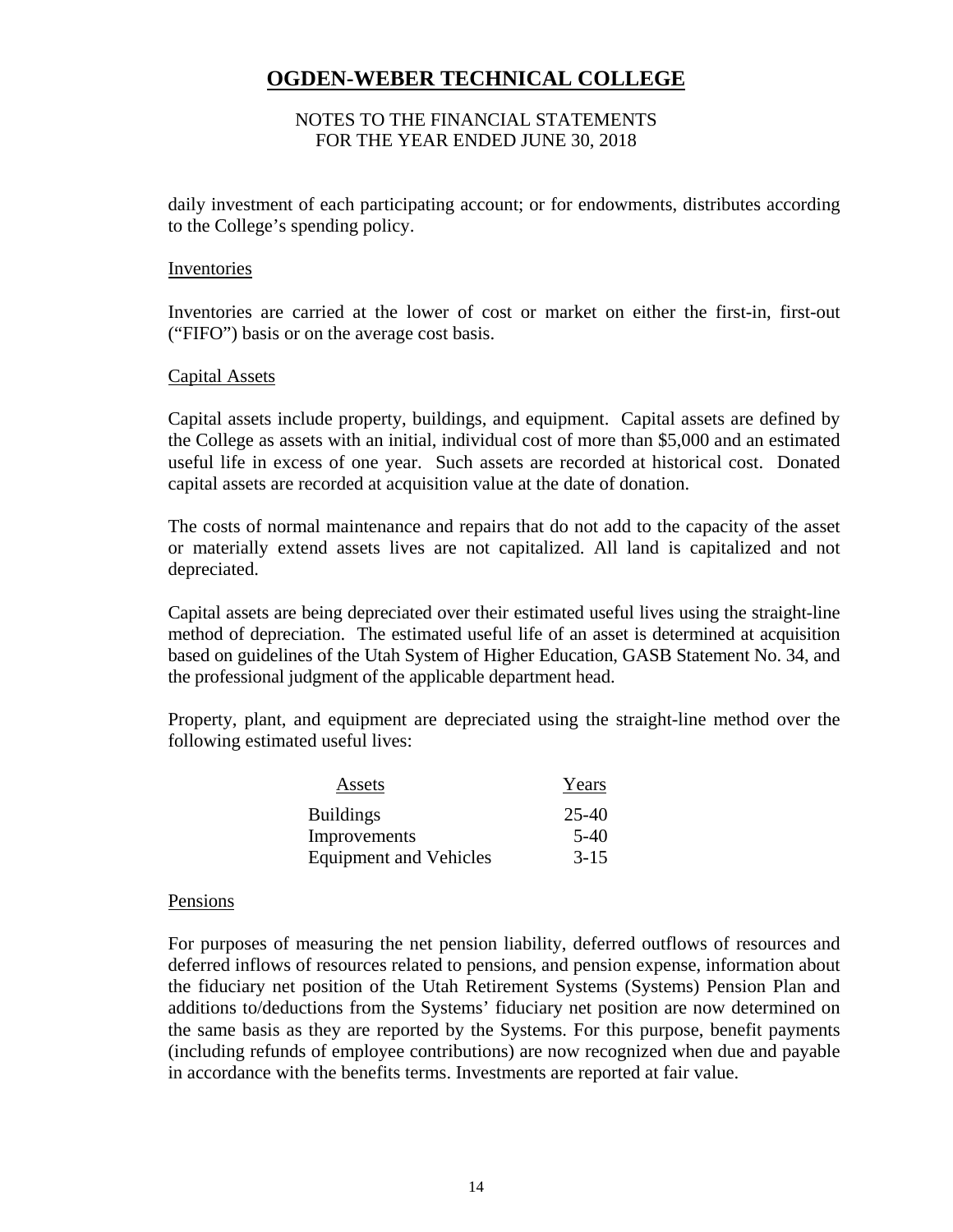daily investment of each participating account; or for endowments, distributes according to the College's spending policy.

### Inventories

Inventories are carried at the lower of cost or market on either the first-in, first-out ("FIFO") basis or on the average cost basis.

### Capital Assets

Capital assets include property, buildings, and equipment. Capital assets are defined by the College as assets with an initial, individual cost of more than $5,000 and an estimated useful life in excess of one year. Such assets are recorded at historical cost. Donated capital assets are recorded at acquisition value at the date of donation.

The costs of normal maintenance and repairs that do not add to the capacity of the asset or materially extend assets lives are not capitalized. All land is capitalized and not depreciated.

Capital assets are being depreciated over their estimated useful lives using the straight-line method of depreciation. The estimated useful life of an asset is determined at acquisition based on guidelines of the Utah System of Higher Education, GASB Statement No. 34, and the professional judgment of the applicable department head.

Property, plant, and equipment are depreciated using the straight-line method over the following estimated useful lives:

| Assets | Years |
|---|---|
| Buildings | 25-40 |
| Improvements | 5-40 |
| Equipment and Vehicles | 3-15 |

### Pensions

For purposes of measuring the net pension liability, deferred outflows of resources and deferred inflows of resources related to pensions, and pension expense, information about the fiduciary net position of the Utah Retirement Systems (Systems) Pension Plan and additions to/deductions from the Systems' fiduciary net position are now determined on the same basis as they are reported by the Systems. For this purpose, benefit payments (including refunds of employee contributions) are now recognized when due and payable in accordance with the benefits terms. Investments are reported at fair value.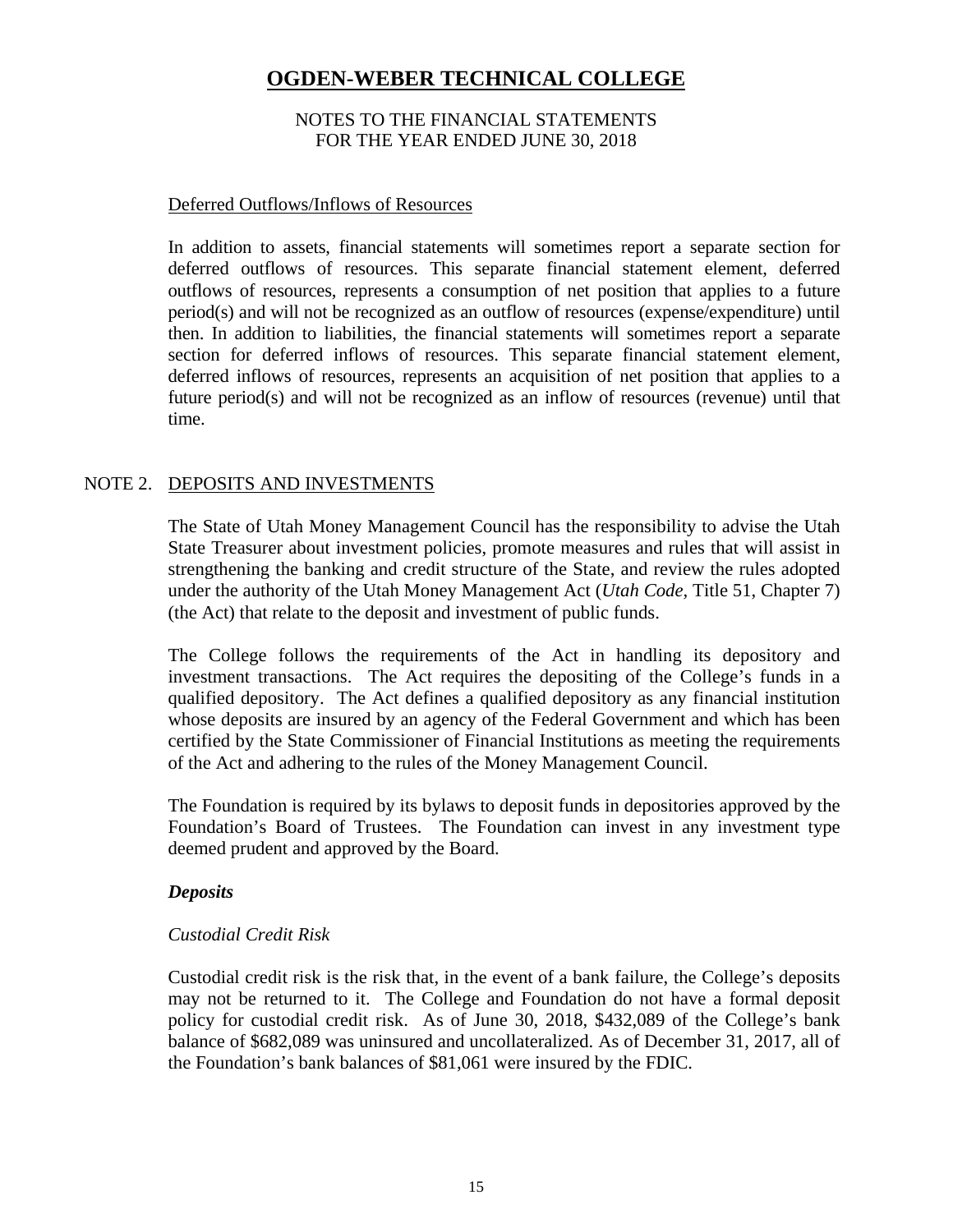# OGDEN-WEBER TECHNICAL COLLEGE

NOTES TO THE FINANCIAL STATEMENTS
FOR THE YEAR ENDED JUNE 30, 2018

Deferred Outflows/Inflows of Resources

In addition to assets, financial statements will sometimes report a separate section for deferred outflows of resources. This separate financial statement element, deferred outflows of resources, represents a consumption of net position that applies to a future period(s) and will not be recognized as an outflow of resources (expense/expenditure) until then. In addition to liabilities, the financial statements will sometimes report a separate section for deferred inflows of resources. This separate financial statement element, deferred inflows of resources, represents an acquisition of net position that applies to a future period(s) and will not be recognized as an inflow of resources (revenue) until that time.

## NOTE 2. DEPOSITS AND INVESTMENTS

The State of Utah Money Management Council has the responsibility to advise the Utah State Treasurer about investment policies, promote measures and rules that will assist in strengthening the banking and credit structure of the State, and review the rules adopted under the authority of the Utah Money Management Act (*Utah Code*, Title 51, Chapter 7) (the Act) that relate to the deposit and investment of public funds.

The College follows the requirements of the Act in handling its depository and investment transactions. The Act requires the depositing of the College's funds in a qualified depository. The Act defines a qualified depository as any financial institution whose deposits are insured by an agency of the Federal Government and which has been certified by the State Commissioner of Financial Institutions as meeting the requirements of the Act and adhering to the rules of the Money Management Council.

The Foundation is required by its bylaws to deposit funds in depositories approved by the Foundation's Board of Trustees. The Foundation can invest in any investment type deemed prudent and approved by the Board.

***Deposits***

*Custodial Credit Risk*

Custodial credit risk is the risk that, in the event of a bank failure, the College's deposits may not be returned to it. The College and Foundation do not have a formal deposit policy for custodial credit risk. As of June 30, 2018, $432,089 of the College's bank balance of $682,089 was uninsured and uncollateralized. As of December 31, 2017, all of the Foundation's bank balances of $81,061 were insured by the FDIC.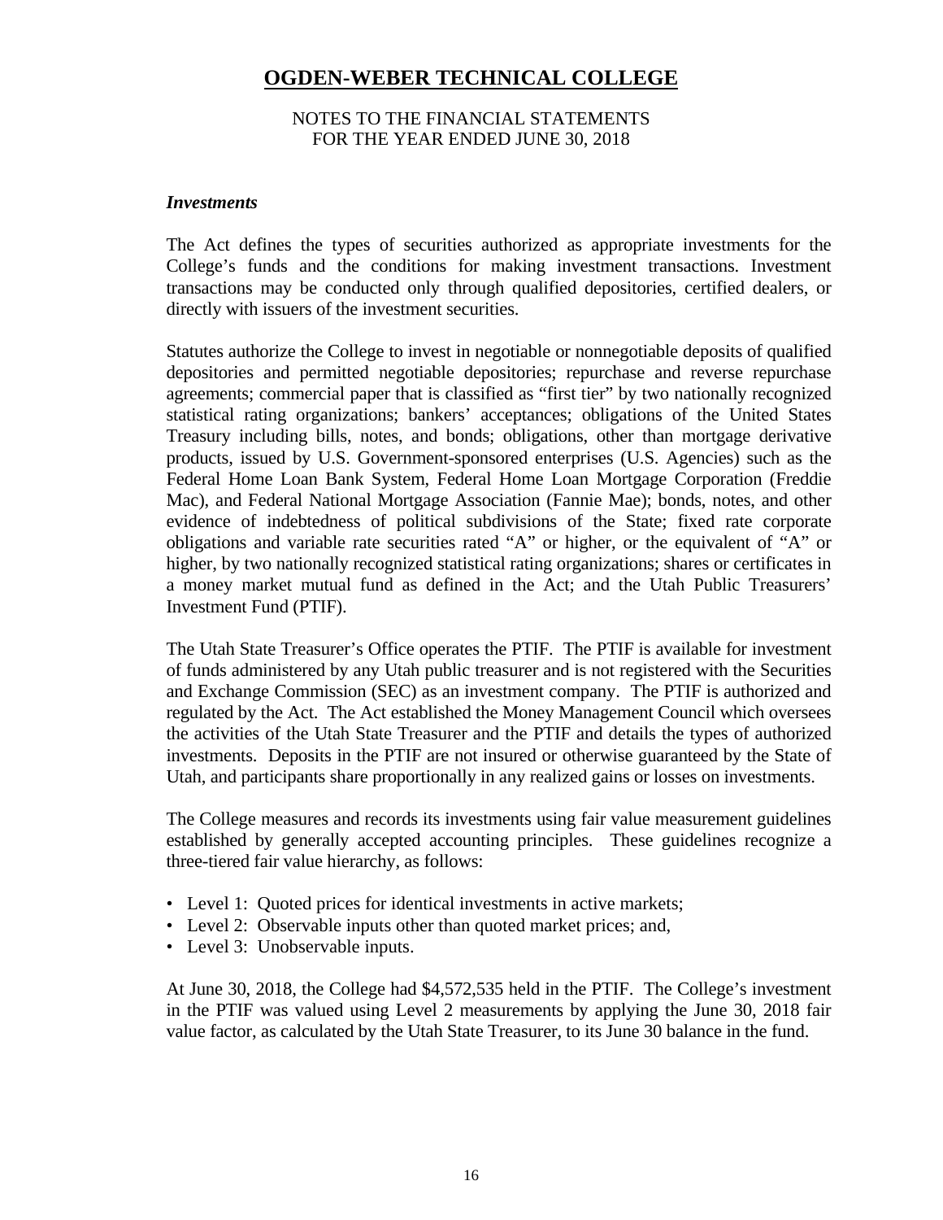# OGDEN-WEBER TECHNICAL COLLEGE

NOTES TO THE FINANCIAL STATEMENTS
FOR THE YEAR ENDED JUNE 30, 2018

***Investments***

The Act defines the types of securities authorized as appropriate investments for the College's funds and the conditions for making investment transactions. Investment transactions may be conducted only through qualified depositories, certified dealers, or directly with issuers of the investment securities.

Statutes authorize the College to invest in negotiable or nonnegotiable deposits of qualified depositories and permitted negotiable depositories; repurchase and reverse repurchase agreements; commercial paper that is classified as "first tier" by two nationally recognized statistical rating organizations; bankers' acceptances; obligations of the United States Treasury including bills, notes, and bonds; obligations, other than mortgage derivative products, issued by U.S. Government-sponsored enterprises (U.S. Agencies) such as the Federal Home Loan Bank System, Federal Home Loan Mortgage Corporation (Freddie Mac), and Federal National Mortgage Association (Fannie Mae); bonds, notes, and other evidence of indebtedness of political subdivisions of the State; fixed rate corporate obligations and variable rate securities rated "A" or higher, or the equivalent of "A" or higher, by two nationally recognized statistical rating organizations; shares or certificates in a money market mutual fund as defined in the Act; and the Utah Public Treasurers' Investment Fund (PTIF).

The Utah State Treasurer's Office operates the PTIF. The PTIF is available for investment of funds administered by any Utah public treasurer and is not registered with the Securities and Exchange Commission (SEC) as an investment company. The PTIF is authorized and regulated by the Act. The Act established the Money Management Council which oversees the activities of the Utah State Treasurer and the PTIF and details the types of authorized investments. Deposits in the PTIF are not insured or otherwise guaranteed by the State of Utah, and participants share proportionally in any realized gains or losses on investments.

The College measures and records its investments using fair value measurement guidelines established by generally accepted accounting principles. These guidelines recognize a three-tiered fair value hierarchy, as follows:

- Level 1: Quoted prices for identical investments in active markets;
- Level 2: Observable inputs other than quoted market prices; and,
- Level 3: Unobservable inputs.

At June 30, 2018, the College had $4,572,535 held in the PTIF. The College's investment in the PTIF was valued using Level 2 measurements by applying the June 30, 2018 fair value factor, as calculated by the Utah State Treasurer, to its June 30 balance in the fund.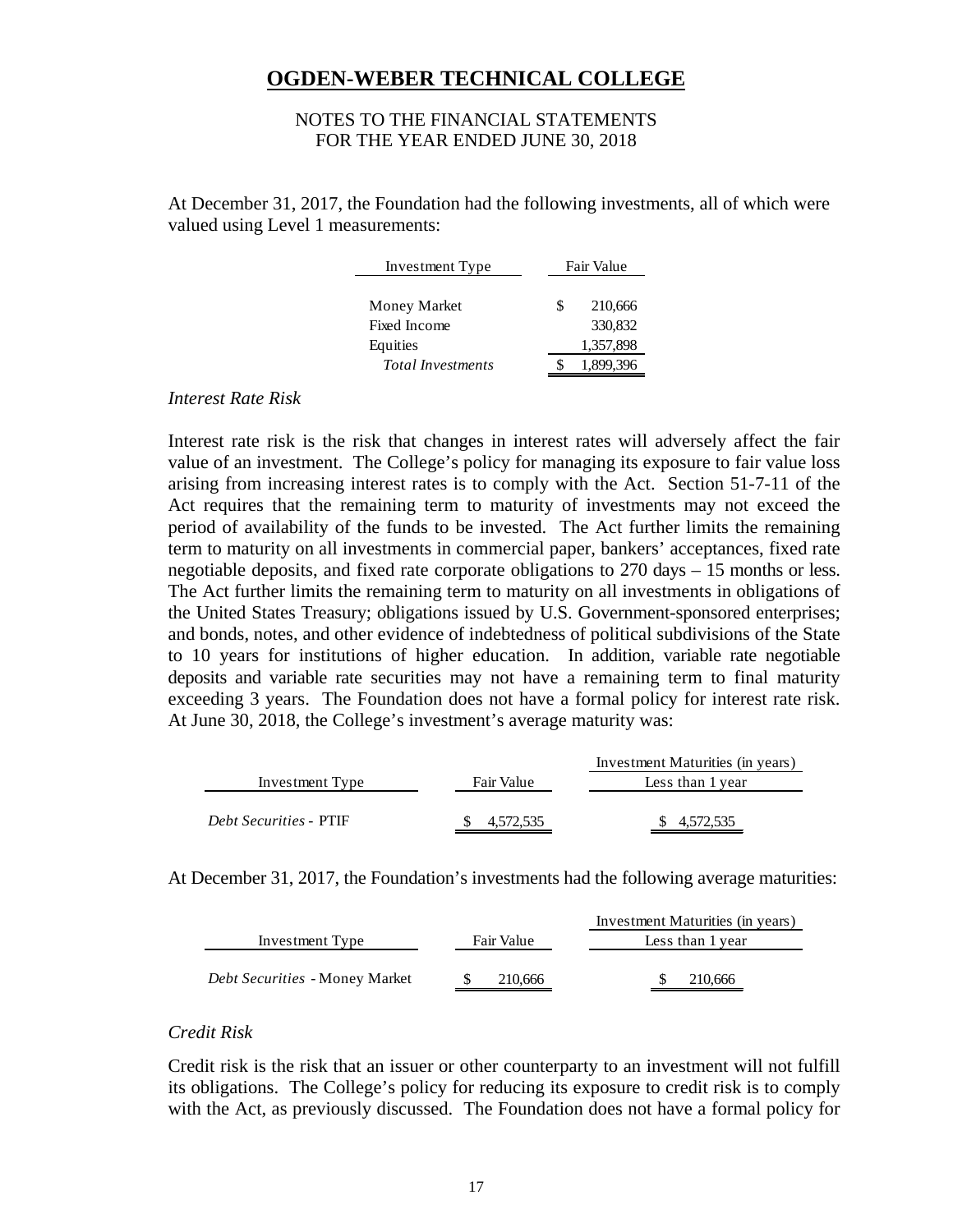# OGDEN-WEBER TECHNICAL COLLEGE

NOTES TO THE FINANCIAL STATEMENTS
FOR THE YEAR ENDED JUNE 30, 2018

At December 31, 2017, the Foundation had the following investments, all of which were valued using Level 1 measurements:

| Investment Type | Fair Value |
|---|---|
| Money Market | $ 210,666 |
| Fixed Income | 330,832 |
| Equities | 1,357,898 |
| *Total Investments* | $ 1,899,396 |

*Interest Rate Risk*

Interest rate risk is the risk that changes in interest rates will adversely affect the fair value of an investment. The College's policy for managing its exposure to fair value loss arising from increasing interest rates is to comply with the Act. Section 51-7-11 of the Act requires that the remaining term to maturity of investments may not exceed the period of availability of the funds to be invested. The Act further limits the remaining term to maturity on all investments in commercial paper, bankers' acceptances, fixed rate negotiable deposits, and fixed rate corporate obligations to 270 days – 15 months or less. The Act further limits the remaining term to maturity on all investments in obligations of the United States Treasury; obligations issued by U.S. Government-sponsored enterprises; and bonds, notes, and other evidence of indebtedness of political subdivisions of the State to 10 years for institutions of higher education. In addition, variable rate negotiable deposits and variable rate securities may not have a remaining term to final maturity exceeding 3 years. The Foundation does not have a formal policy for interest rate risk. At June 30, 2018, the College's investment's average maturity was:

| | | Investment Maturities (in years) |
|---|---|---|
| Investment Type | Fair Value | Less than 1 year |
| *Debt Securities* - PTIF | $ 4,572,535 | $ 4,572,535 |

At December 31, 2017, the Foundation's investments had the following average maturities:

| | | Investment Maturities (in years) |
|---|---|---|
| Investment Type | Fair Value | Less than 1 year |
| *Debt Securities* - Money Market | $ 210,666 | $ 210,666 |

*Credit Risk*

Credit risk is the risk that an issuer or other counterparty to an investment will not fulfill its obligations. The College's policy for reducing its exposure to credit risk is to comply with the Act, as previously discussed. The Foundation does not have a formal policy for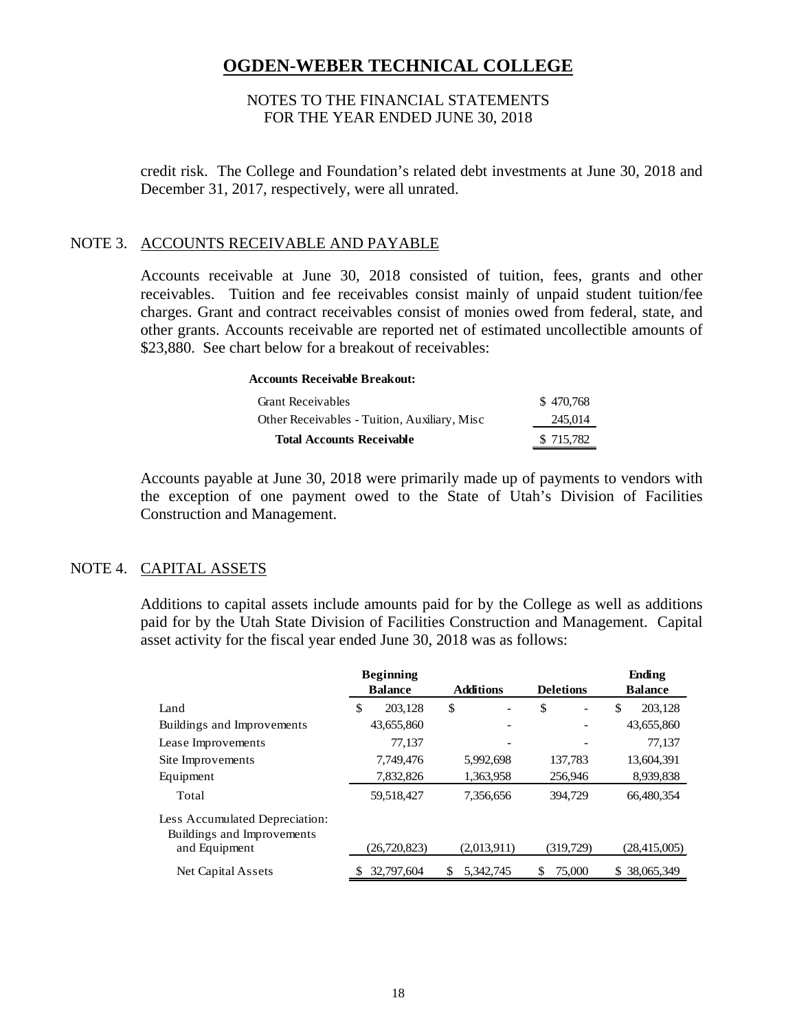# OGDEN-WEBER TECHNICAL COLLEGE

NOTES TO THE FINANCIAL STATEMENTS
FOR THE YEAR ENDED JUNE 30, 2018

credit risk. The College and Foundation's related debt investments at June 30, 2018 and December 31, 2017, respectively, were all unrated.

## NOTE 3. ACCOUNTS RECEIVABLE AND PAYABLE

Accounts receivable at June 30, 2018 consisted of tuition, fees, grants and other receivables. Tuition and fee receivables consist mainly of unpaid student tuition/fee charges. Grant and contract receivables consist of monies owed from federal, state, and other grants. Accounts receivable are reported net of estimated uncollectible amounts of $23,880. See chart below for a breakout of receivables:

**Accounts Receivable Breakout:**

| | |
|---|---|
| Grant Receivables | $ 470,768 |
| Other Receivables - Tuition, Auxiliary, Misc | 245,014 |
| **Total Accounts Receivable** | $ 715,782 |

Accounts payable at June 30, 2018 were primarily made up of payments to vendors with the exception of one payment owed to the State of Utah's Division of Facilities Construction and Management.

## NOTE 4. CAPITAL ASSETS

Additions to capital assets include amounts paid for by the College as well as additions paid for by the Utah State Division of Facilities Construction and Management. Capital asset activity for the fiscal year ended June 30, 2018 was as follows:

| | Beginning Balance | Additions | Deletions | Ending Balance |
|---|---|---|---|---|
| Land | $ 203,128 | $ - | $ - | $ 203,128 |
| Buildings and Improvements | 43,655,860 | - | - | 43,655,860 |
| Lease Improvements | 77,137 | - | - | 77,137 |
| Site Improvements | 7,749,476 | 5,992,698 | 137,783 | 13,604,391 |
| Equipment | 7,832,826 | 1,363,958 | 256,946 | 8,939,838 |
| Total | 59,518,427 | 7,356,656 | 394,729 | 66,480,354 |
| Less Accumulated Depreciation: Buildings and Improvements and Equipment | (26,720,823) | (2,013,911) | (319,729) | (28,415,005) |
| Net Capital Assets | $ 32,797,604 | $ 5,342,745 | $ 75,000 | $ 38,065,349 |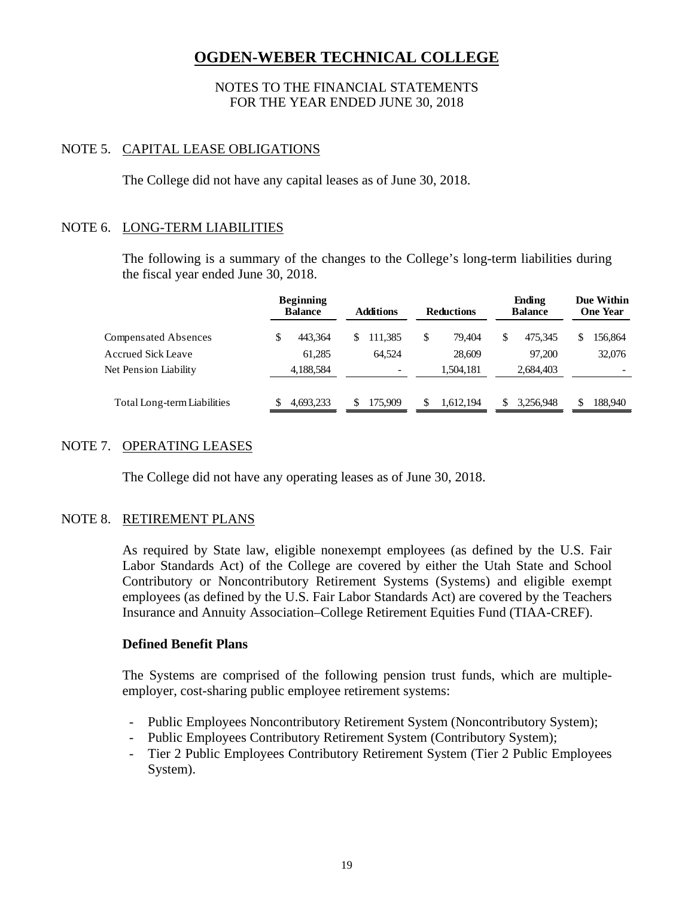# OGDEN-WEBER TECHNICAL COLLEGE

NOTES TO THE FINANCIAL STATEMENTS
FOR THE YEAR ENDED JUNE 30, 2018

## NOTE 5. CAPITAL LEASE OBLIGATIONS

The College did not have any capital leases as of June 30, 2018.

## NOTE 6. LONG-TERM LIABILITIES

The following is a summary of the changes to the College's long-term liabilities during the fiscal year ended June 30, 2018.

| | Beginning Balance | Additions | Reductions | Ending Balance | Due Within One Year |
|---|---|---|---|---|---|
| Compensated Absences | $ 443,364 | $ 111,385 | $ 79,404 | $ 475,345 | $ 156,864 |
| Accrued Sick Leave | 61,285 | 64,524 | 28,609 | 97,200 | 32,076 |
| Net Pension Liability | 4,188,584 | - | 1,504,181 | 2,684,403 | - |
| Total Long-term Liabilities | $ 4,693,233 | $ 175,909 | $ 1,612,194 | $ 3,256,948 | $ 188,940 |

## NOTE 7. OPERATING LEASES

The College did not have any operating leases as of June 30, 2018.

## NOTE 8. RETIREMENT PLANS

As required by State law, eligible nonexempt employees (as defined by the U.S. Fair Labor Standards Act) of the College are covered by either the Utah State and School Contributory or Noncontributory Retirement Systems (Systems) and eligible exempt employees (as defined by the U.S. Fair Labor Standards Act) are covered by the Teachers Insurance and Annuity Association–College Retirement Equities Fund (TIAA-CREF).

### Defined Benefit Plans

The Systems are comprised of the following pension trust funds, which are multiple-employer, cost-sharing public employee retirement systems:

- Public Employees Noncontributory Retirement System (Noncontributory System);
- Public Employees Contributory Retirement System (Contributory System);
- Tier 2 Public Employees Contributory Retirement System (Tier 2 Public Employees System).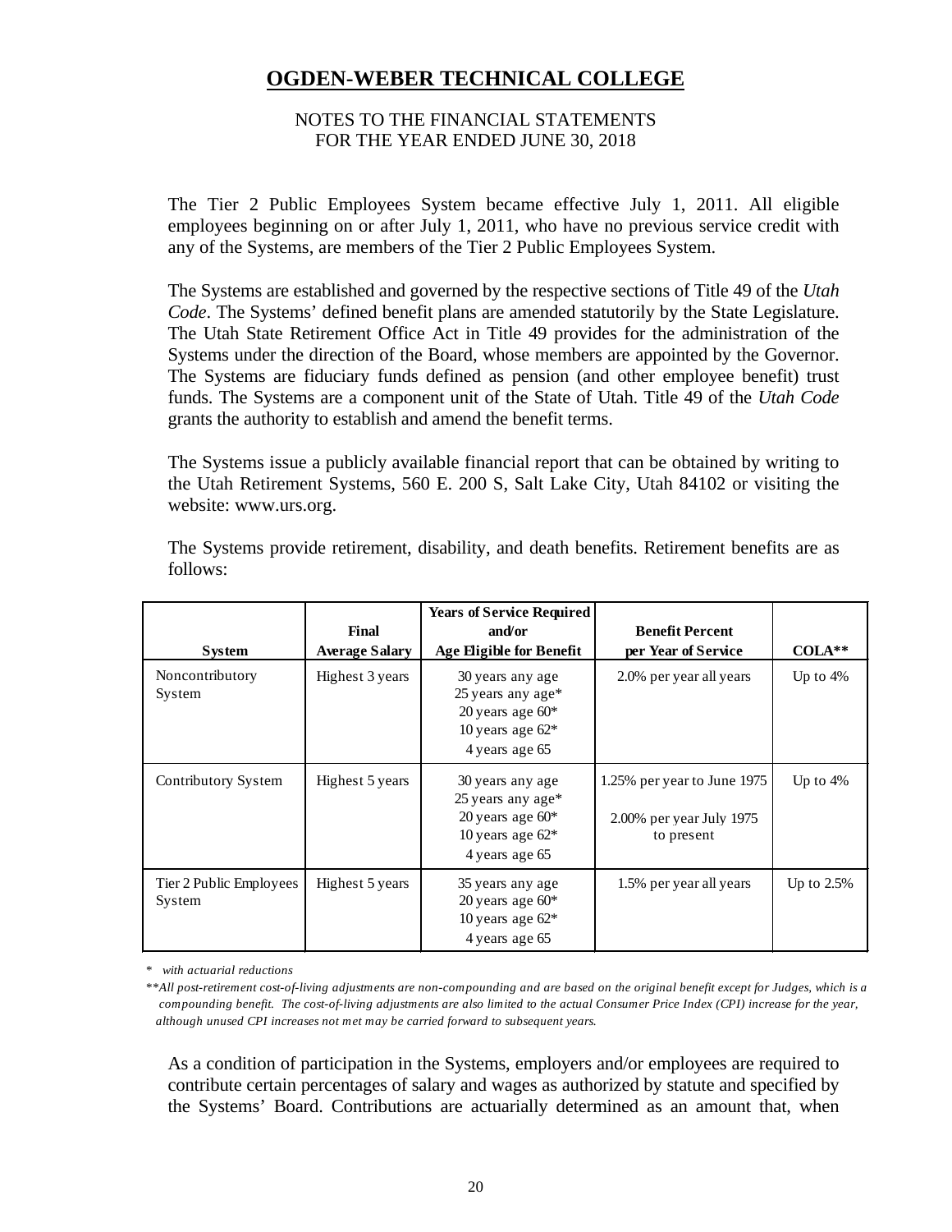# OGDEN-WEBER TECHNICAL COLLEGE

NOTES TO THE FINANCIAL STATEMENTS
FOR THE YEAR ENDED JUNE 30, 2018

The Tier 2 Public Employees System became effective July 1, 2011. All eligible employees beginning on or after July 1, 2011, who have no previous service credit with any of the Systems, are members of the Tier 2 Public Employees System.

The Systems are established and governed by the respective sections of Title 49 of the *Utah Code*. The Systems' defined benefit plans are amended statutorily by the State Legislature. The Utah State Retirement Office Act in Title 49 provides for the administration of the Systems under the direction of the Board, whose members are appointed by the Governor. The Systems are fiduciary funds defined as pension (and other employee benefit) trust funds. The Systems are a component unit of the State of Utah. Title 49 of the *Utah Code* grants the authority to establish and amend the benefit terms.

The Systems issue a publicly available financial report that can be obtained by writing to the Utah Retirement Systems, 560 E. 200 S, Salt Lake City, Utah 84102 or visiting the website: www.urs.org.

The Systems provide retirement, disability, and death benefits. Retirement benefits are as follows:

| System | Final Average Salary | Years of Service Required and/or Age Eligible for Benefit | Benefit Percent per Year of Service | COLA** |
|---|---|---|---|---|
| Noncontributory System | Highest 3 years | 30 years any age<br>25 years any age*<br>20 years age 60*<br>10 years age 62*<br>4 years age 65 | 2.0% per year all years | Up to 4% |
| Contributory System | Highest 5 years | 30 years any age<br>25 years any age*<br>20 years age 60*<br>10 years age 62*<br>4 years age 65 | 1.25% per year to June 1975<br>2.00% per year July 1975 to present | Up to 4% |
| Tier 2 Public Employees System | Highest 5 years | 35 years any age<br>20 years age 60*<br>10 years age 62*<br>4 years age 65 | 1.5% per year all years | Up to 2.5% |

\* *with actuarial reductions*

\*\**All post-retirement cost-of-living adjustments are non-compounding and are based on the original benefit except for Judges, which is a compounding benefit. The cost-of-living adjustments are also limited to the actual Consumer Price Index (CPI) increase for the year, although unused CPI increases not met may be carried forward to subsequent years.*

As a condition of participation in the Systems, employers and/or employees are required to contribute certain percentages of salary and wages as authorized by statute and specified by the Systems' Board. Contributions are actuarially determined as an amount that, when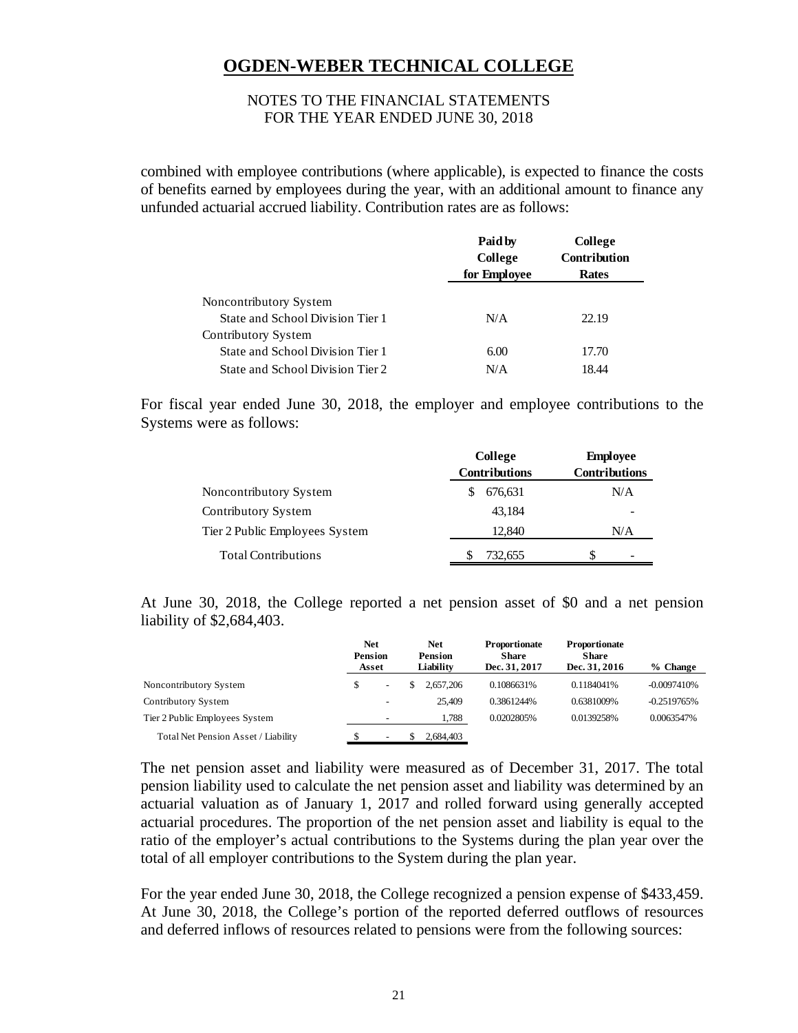# OGDEN-WEBER TECHNICAL COLLEGE

NOTES TO THE FINANCIAL STATEMENTS
FOR THE YEAR ENDED JUNE 30, 2018

combined with employee contributions (where applicable), is expected to finance the costs of benefits earned by employees during the year, with an additional amount to finance any unfunded actuarial accrued liability. Contribution rates are as follows:

| | Paid by College for Employee | College Contribution Rates |
|---|---|---|
| Noncontributory System | | |
| State and School Division Tier 1 | N/A | 22.19 |
| Contributory System | | |
| State and School Division Tier 1 | 6.00 | 17.70 |
| State and School Division Tier 2 | N/A | 18.44 |

For fiscal year ended June 30, 2018, the employer and employee contributions to the Systems were as follows:

| | College Contributions | Employee Contributions |
|---|---|---|
| Noncontributory System | $ 676,631 | N/A |
| Contributory System | 43,184 | - |
| Tier 2 Public Employees System | 12,840 | N/A |
| Total Contributions | $ 732,655 | $ - |

At June 30, 2018, the College reported a net pension asset of $0 and a net pension liability of $2,684,403.

| | Net Pension Asset | Net Pension Liability | Proportionate Share Dec. 31, 2017 | Proportionate Share Dec. 31, 2016 | % Change |
|---|---|---|---|---|---|
| Noncontributory System | $ - | $ 2,657,206 | 0.1086631% | 0.1184041% | -0.0097410% |
| Contributory System | - | 25,409 | 0.3861244% | 0.6381009% | -0.2519765% |
| Tier 2 Public Employees System | - | 1,788 | 0.0202805% | 0.0139258% | 0.0063547% |
| Total Net Pension Asset / Liability | $ - | $ 2,684,403 | | | |

The net pension asset and liability were measured as of December 31, 2017. The total pension liability used to calculate the net pension asset and liability was determined by an actuarial valuation as of January 1, 2017 and rolled forward using generally accepted actuarial procedures. The proportion of the net pension asset and liability is equal to the ratio of the employer's actual contributions to the Systems during the plan year over the total of all employer contributions to the System during the plan year.

For the year ended June 30, 2018, the College recognized a pension expense of $433,459. At June 30, 2018, the College's portion of the reported deferred outflows of resources and deferred inflows of resources related to pensions were from the following sources: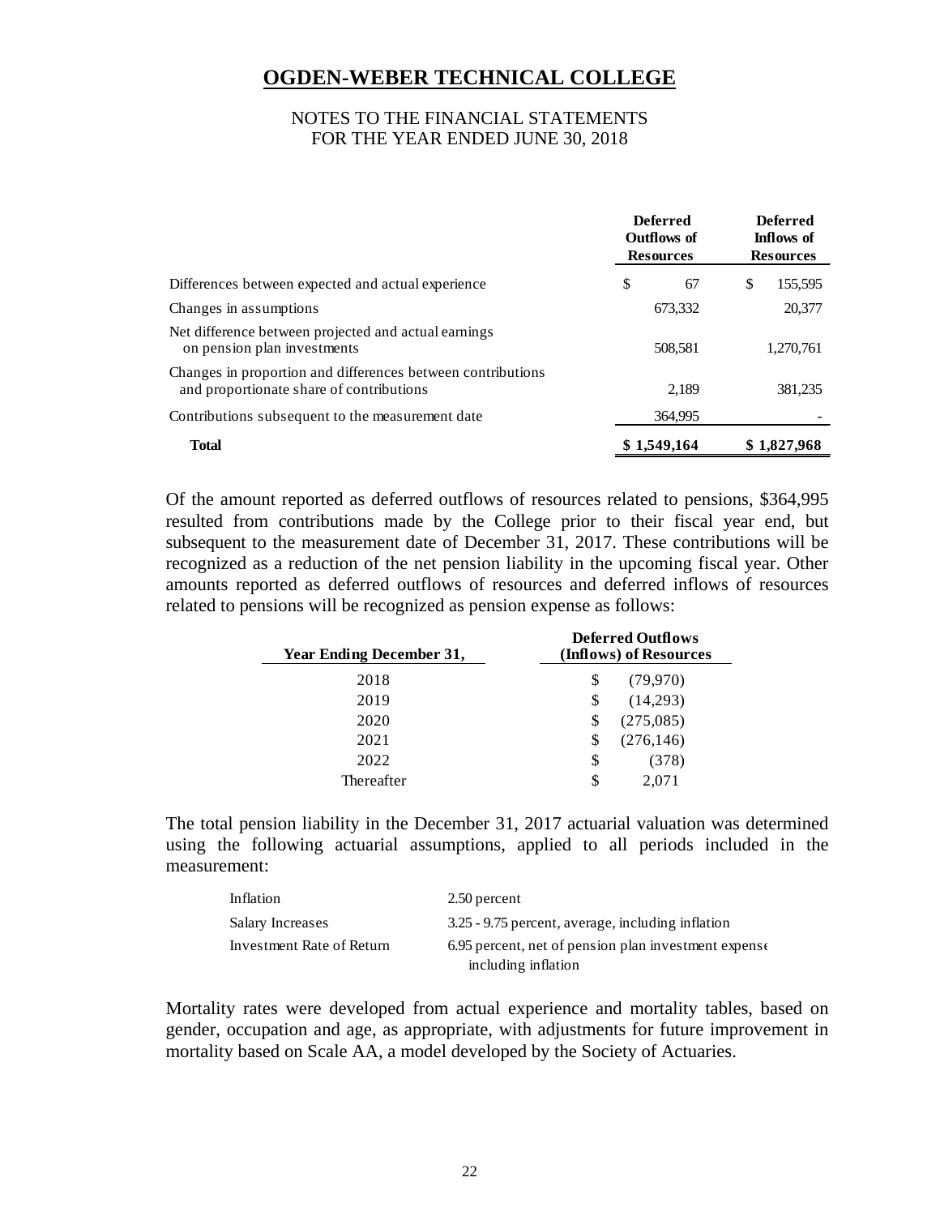# OGDEN-WEBER TECHNICAL COLLEGE

NOTES TO THE FINANCIAL STATEMENTS
FOR THE YEAR ENDED JUNE 30, 2018

| | Deferred Outflows of Resources | Deferred Inflows of Resources |
|---|---|---|
| Differences between expected and actual experience | $ 67 | $ 155,595 |
| Changes in assumptions | 673,332 | 20,377 |
| Net difference between projected and actual earnings on pension plan investments | 508,581 | 1,270,761 |
| Changes in proportion and differences between contributions and proportionate share of contributions | 2,189 | 381,235 |
| Contributions subsequent to the measurement date | 364,995 | - |
| **Total** | **$ 1,549,164** | **$ 1,827,968** |

Of the amount reported as deferred outflows of resources related to pensions, $364,995 resulted from contributions made by the College prior to their fiscal year end, but subsequent to the measurement date of December 31, 2017. These contributions will be recognized as a reduction of the net pension liability in the upcoming fiscal year. Other amounts reported as deferred outflows of resources and deferred inflows of resources related to pensions will be recognized as pension expense as follows:

| Year Ending December 31, | Deferred Outflows (Inflows) of Resources |
|---|---|
| 2018 | $ (79,970) |
| 2019 | $ (14,293) |
| 2020 | $ (275,085) |
| 2021 | $ (276,146) |
| 2022 | $ (378) |
| Thereafter | $ 2,071 |

The total pension liability in the December 31, 2017 actuarial valuation was determined using the following actuarial assumptions, applied to all periods included in the measurement:

| | |
|---|---|
| Inflation | 2.50 percent |
| Salary Increases | 3.25 - 9.75 percent, average, including inflation |
| Investment Rate of Return | 6.95 percent, net of pension plan investment expense including inflation |

Mortality rates were developed from actual experience and mortality tables, based on gender, occupation and age, as appropriate, with adjustments for future improvement in mortality based on Scale AA, a model developed by the Society of Actuaries.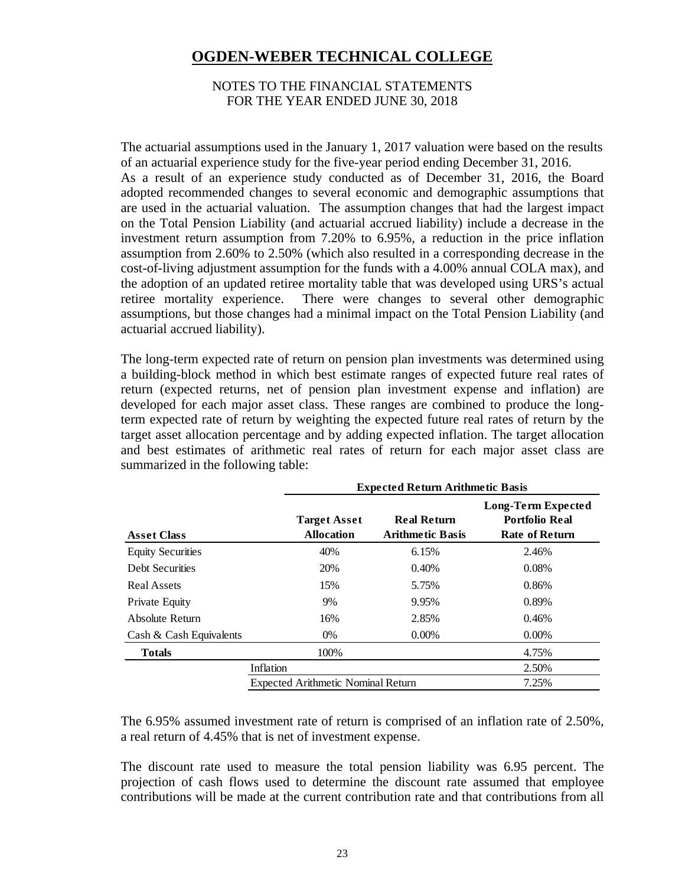# OGDEN-WEBER TECHNICAL COLLEGE

NOTES TO THE FINANCIAL STATEMENTS
FOR THE YEAR ENDED JUNE 30, 2018

The actuarial assumptions used in the January 1, 2017 valuation were based on the results of an actuarial experience study for the five-year period ending December 31, 2016.
As a result of an experience study conducted as of December 31, 2016, the Board adopted recommended changes to several economic and demographic assumptions that are used in the actuarial valuation. The assumption changes that had the largest impact on the Total Pension Liability (and actuarial accrued liability) include a decrease in the investment return assumption from 7.20% to 6.95%, a reduction in the price inflation assumption from 2.60% to 2.50% (which also resulted in a corresponding decrease in the cost-of-living adjustment assumption for the funds with a 4.00% annual COLA max), and the adoption of an updated retiree mortality table that was developed using URS's actual retiree mortality experience. There were changes to several other demographic assumptions, but those changes had a minimal impact on the Total Pension Liability (and actuarial accrued liability).

The long-term expected rate of return on pension plan investments was determined using a building-block method in which best estimate ranges of expected future real rates of return (expected returns, net of pension plan investment expense and inflation) are developed for each major asset class. These ranges are combined to produce the long-term expected rate of return by weighting the expected future real rates of return by the target asset allocation percentage and by adding expected inflation. The target allocation and best estimates of arithmetic real rates of return for each major asset class are summarized in the following table:

| | Expected Return Arithmetic Basis | | |
|---|---|---|---|
| **Asset Class** | **Target Asset Allocation** | **Real Return Arithmetic Basis** | **Long-Term Expected Portfolio Real Rate of Return** |
| Equity Securities | 40% | 6.15% | 2.46% |
| Debt Securities | 20% | 0.40% | 0.08% |
| Real Assets | 15% | 5.75% | 0.86% |
| Private Equity | 9% | 9.95% | 0.89% |
| Absolute Return | 16% | 2.85% | 0.46% |
| Cash & Cash Equivalents | 0% | 0.00% | 0.00% |
| **Totals** | 100% | | 4.75% |
| Inflation | | | 2.50% |
| Expected Arithmetic Nominal Return | | | 7.25% |

The 6.95% assumed investment rate of return is comprised of an inflation rate of 2.50%, a real return of 4.45% that is net of investment expense.

The discount rate used to measure the total pension liability was 6.95 percent. The projection of cash flows used to determine the discount rate assumed that employee contributions will be made at the current contribution rate and that contributions from all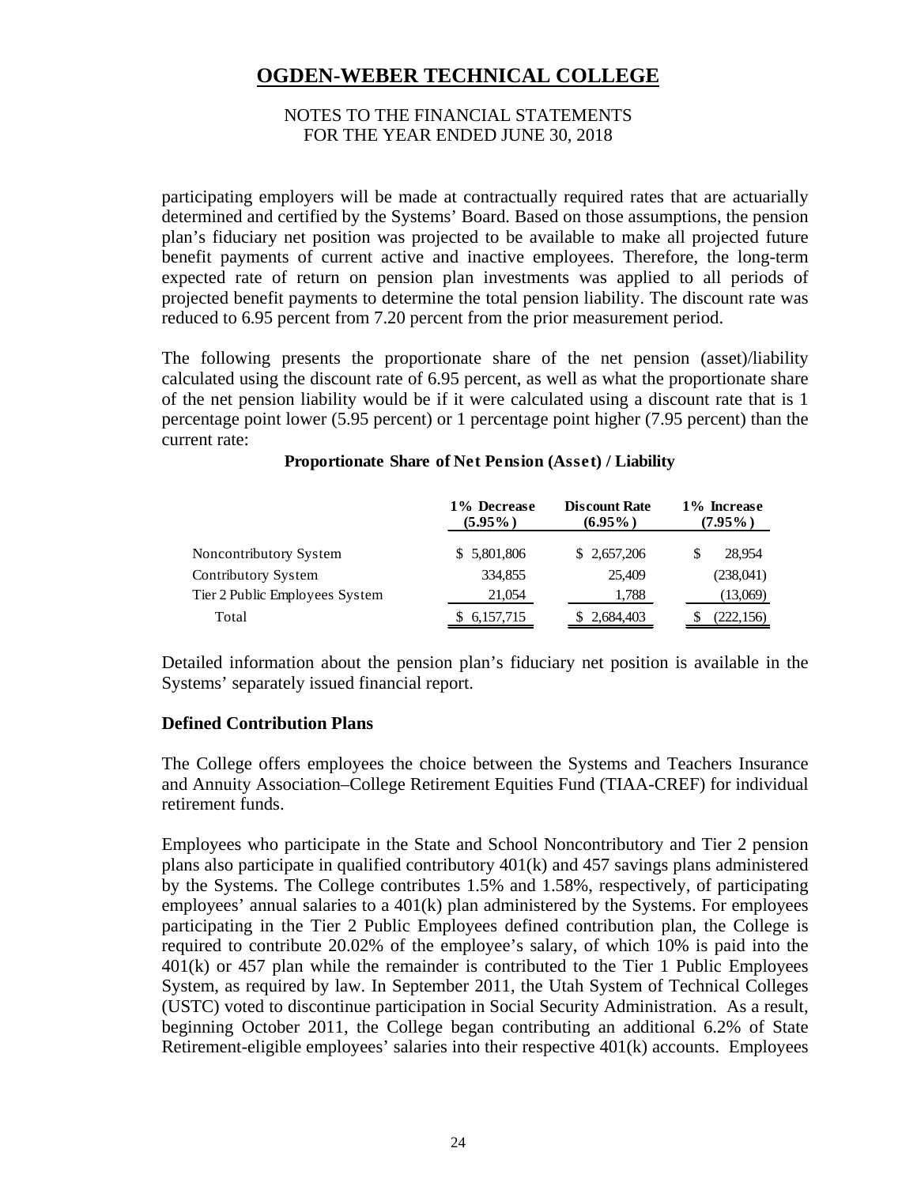# OGDEN-WEBER TECHNICAL COLLEGE

NOTES TO THE FINANCIAL STATEMENTS
FOR THE YEAR ENDED JUNE 30, 2018

participating employers will be made at contractually required rates that are actuarially determined and certified by the Systems' Board. Based on those assumptions, the pension plan's fiduciary net position was projected to be available to make all projected future benefit payments of current active and inactive employees. Therefore, the long-term expected rate of return on pension plan investments was applied to all periods of projected benefit payments to determine the total pension liability. The discount rate was reduced to 6.95 percent from 7.20 percent from the prior measurement period.

The following presents the proportionate share of the net pension (asset)/liability calculated using the discount rate of 6.95 percent, as well as what the proportionate share of the net pension liability would be if it were calculated using a discount rate that is 1 percentage point lower (5.95 percent) or 1 percentage point higher (7.95 percent) than the current rate:

**Proportionate Share of Net Pension (Asset) / Liability**

| | 1% Decrease (5.95%) | Discount Rate (6.95%) | 1% Increase (7.95%) |
|---|---|---|---|
| Noncontributory System | $ 5,801,806 | $ 2,657,206 | $ 28,954 |
| Contributory System | 334,855 | 25,409 | (238,041) |
| Tier 2 Public Employees System | 21,054 | 1,788 | (13,069) |
| Total | $ 6,157,715 | $ 2,684,403 | $ (222,156) |

Detailed information about the pension plan's fiduciary net position is available in the Systems' separately issued financial report.

### Defined Contribution Plans

The College offers employees the choice between the Systems and Teachers Insurance and Annuity Association–College Retirement Equities Fund (TIAA-CREF) for individual retirement funds.

Employees who participate in the State and School Noncontributory and Tier 2 pension plans also participate in qualified contributory 401(k) and 457 savings plans administered by the Systems. The College contributes 1.5% and 1.58%, respectively, of participating employees' annual salaries to a 401(k) plan administered by the Systems. For employees participating in the Tier 2 Public Employees defined contribution plan, the College is required to contribute 20.02% of the employee's salary, of which 10% is paid into the 401(k) or 457 plan while the remainder is contributed to the Tier 1 Public Employees System, as required by law. In September 2011, the Utah System of Technical Colleges (USTC) voted to discontinue participation in Social Security Administration. As a result, beginning October 2011, the College began contributing an additional 6.2% of State Retirement-eligible employees' salaries into their respective 401(k) accounts. Employees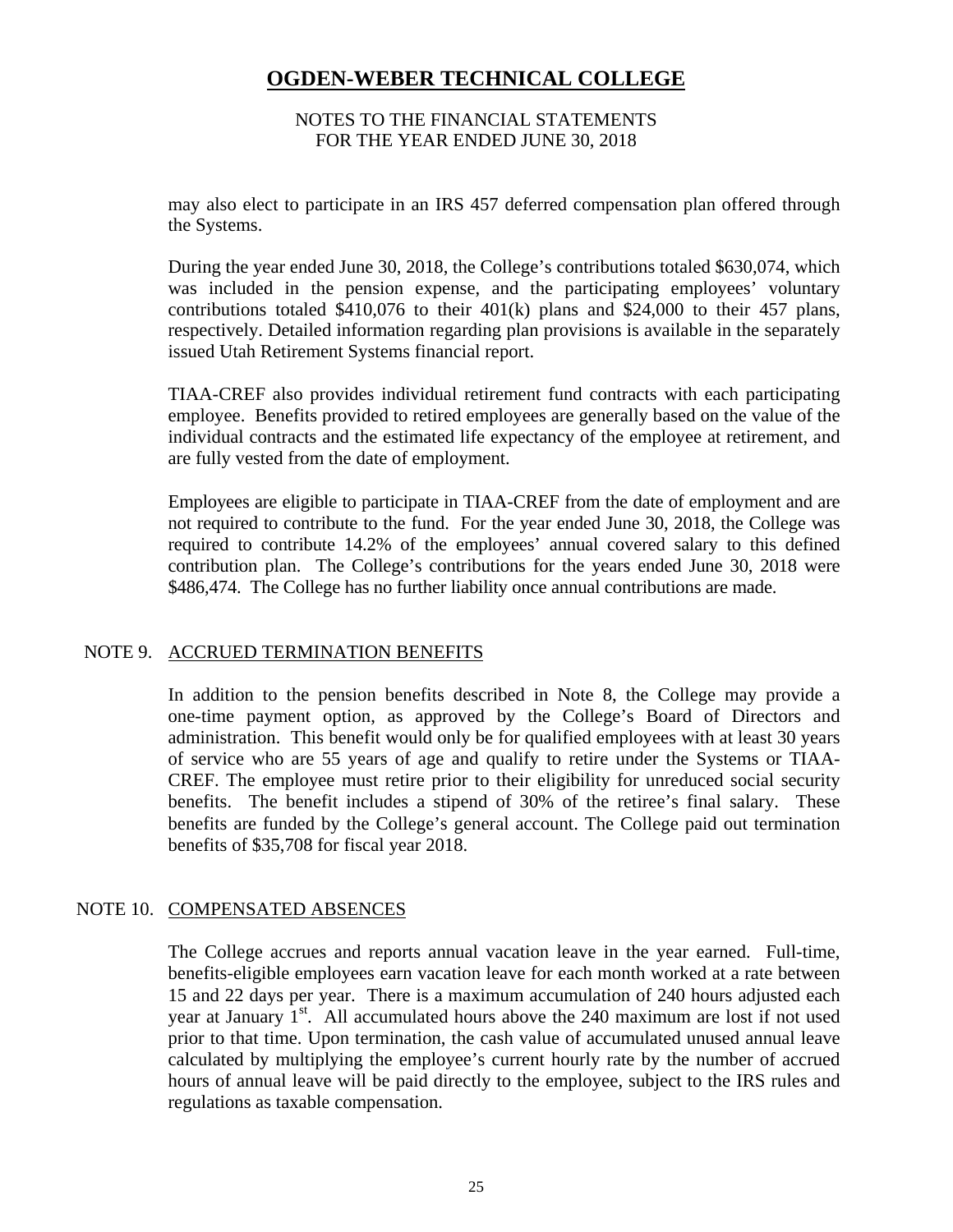may also elect to participate in an IRS 457 deferred compensation plan offered through the Systems.

During the year ended June 30, 2018, the College's contributions totaled $630,074, which was included in the pension expense, and the participating employees' voluntary contributions totaled $410,076 to their 401(k) plans and $24,000 to their 457 plans, respectively. Detailed information regarding plan provisions is available in the separately issued Utah Retirement Systems financial report.

TIAA-CREF also provides individual retirement fund contracts with each participating employee. Benefits provided to retired employees are generally based on the value of the individual contracts and the estimated life expectancy of the employee at retirement, and are fully vested from the date of employment.

Employees are eligible to participate in TIAA-CREF from the date of employment and are not required to contribute to the fund. For the year ended June 30, 2018, the College was required to contribute 14.2% of the employees' annual covered salary to this defined contribution plan. The College's contributions for the years ended June 30, 2018 were $486,474. The College has no further liability once annual contributions are made.

## NOTE 9. ACCRUED TERMINATION BENEFITS

In addition to the pension benefits described in Note 8, the College may provide a one-time payment option, as approved by the College's Board of Directors and administration. This benefit would only be for qualified employees with at least 30 years of service who are 55 years of age and qualify to retire under the Systems or TIAA-CREF. The employee must retire prior to their eligibility for unreduced social security benefits. The benefit includes a stipend of 30% of the retiree's final salary. These benefits are funded by the College's general account. The College paid out termination benefits of $35,708 for fiscal year 2018.

## NOTE 10. COMPENSATED ABSENCES

The College accrues and reports annual vacation leave in the year earned. Full-time, benefits-eligible employees earn vacation leave for each month worked at a rate between 15 and 22 days per year. There is a maximum accumulation of 240 hours adjusted each year at January 1st. All accumulated hours above the 240 maximum are lost if not used prior to that time. Upon termination, the cash value of accumulated unused annual leave calculated by multiplying the employee's current hourly rate by the number of accrued hours of annual leave will be paid directly to the employee, subject to the IRS rules and regulations as taxable compensation.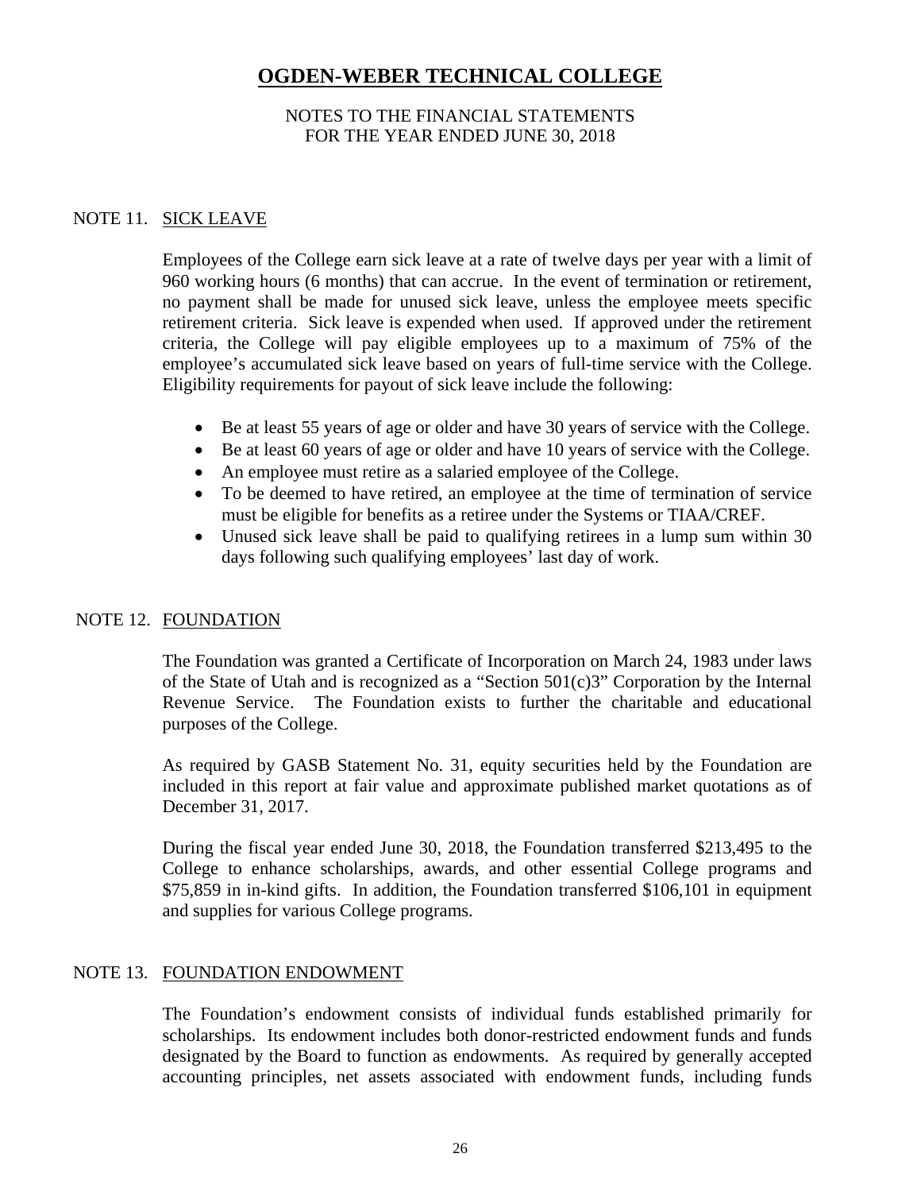# OGDEN-WEBER TECHNICAL COLLEGE

NOTES TO THE FINANCIAL STATEMENTS
FOR THE YEAR ENDED JUNE 30, 2018

## NOTE 11. SICK LEAVE

Employees of the College earn sick leave at a rate of twelve days per year with a limit of 960 working hours (6 months) that can accrue. In the event of termination or retirement, no payment shall be made for unused sick leave, unless the employee meets specific retirement criteria. Sick leave is expended when used. If approved under the retirement criteria, the College will pay eligible employees up to a maximum of 75% of the employee's accumulated sick leave based on years of full-time service with the College. Eligibility requirements for payout of sick leave include the following:

- Be at least 55 years of age or older and have 30 years of service with the College.
- Be at least 60 years of age or older and have 10 years of service with the College.
- An employee must retire as a salaried employee of the College.
- To be deemed to have retired, an employee at the time of termination of service must be eligible for benefits as a retiree under the Systems or TIAA/CREF.
- Unused sick leave shall be paid to qualifying retirees in a lump sum within 30 days following such qualifying employees' last day of work.

## NOTE 12. FOUNDATION

The Foundation was granted a Certificate of Incorporation on March 24, 1983 under laws of the State of Utah and is recognized as a "Section 501(c)3" Corporation by the Internal Revenue Service. The Foundation exists to further the charitable and educational purposes of the College.

As required by GASB Statement No. 31, equity securities held by the Foundation are included in this report at fair value and approximate published market quotations as of December 31, 2017.

During the fiscal year ended June 30, 2018, the Foundation transferred $213,495 to the College to enhance scholarships, awards, and other essential College programs and $75,859 in in-kind gifts. In addition, the Foundation transferred $106,101 in equipment and supplies for various College programs.

## NOTE 13. FOUNDATION ENDOWMENT

The Foundation's endowment consists of individual funds established primarily for scholarships. Its endowment includes both donor-restricted endowment funds and funds designated by the Board to function as endowments. As required by generally accepted accounting principles, net assets associated with endowment funds, including funds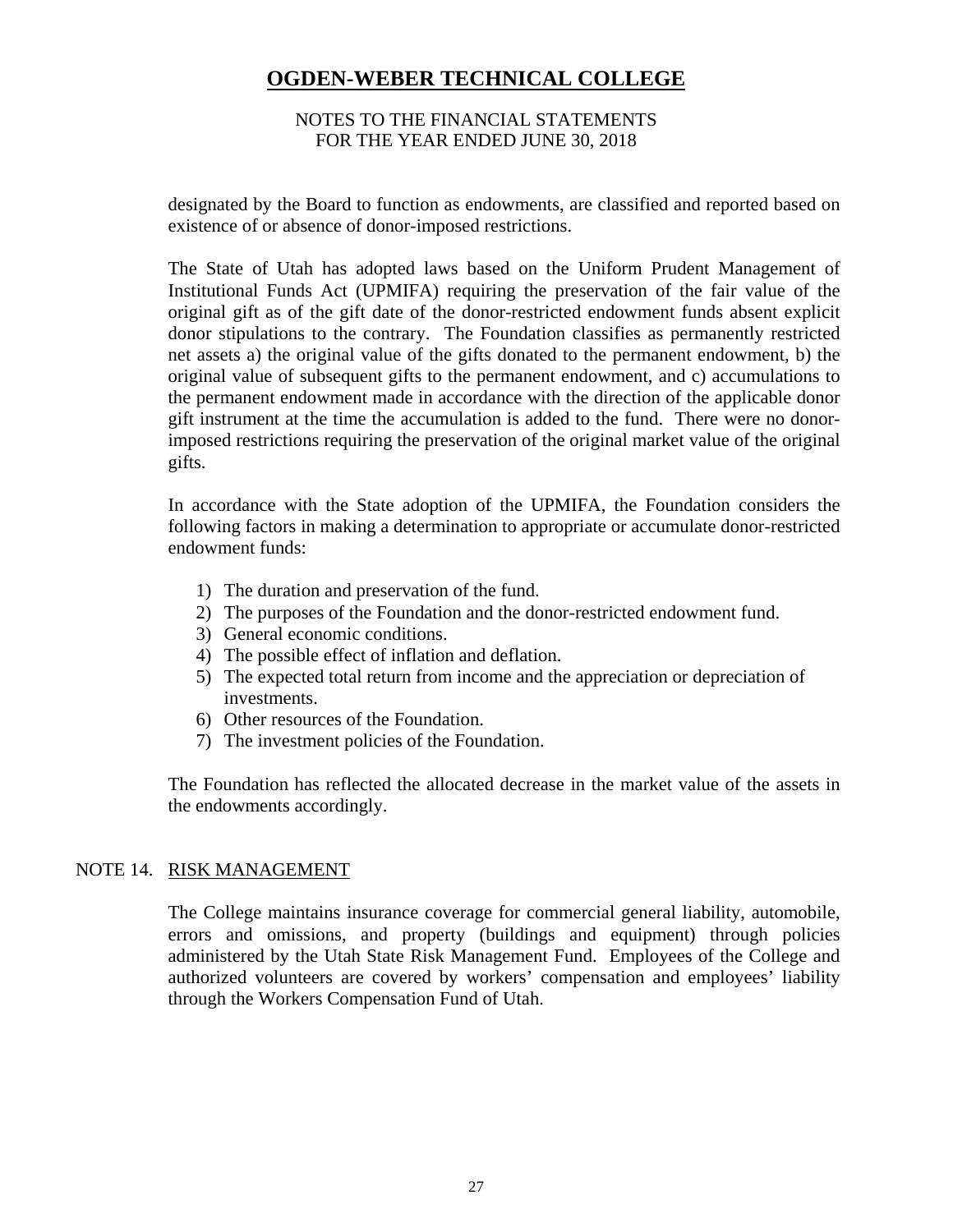designated by the Board to function as endowments, are classified and reported based on existence of or absence of donor-imposed restrictions.

The State of Utah has adopted laws based on the Uniform Prudent Management of Institutional Funds Act (UPMIFA) requiring the preservation of the fair value of the original gift as of the gift date of the donor-restricted endowment funds absent explicit donor stipulations to the contrary. The Foundation classifies as permanently restricted net assets a) the original value of the gifts donated to the permanent endowment, b) the original value of subsequent gifts to the permanent endowment, and c) accumulations to the permanent endowment made in accordance with the direction of the applicable donor gift instrument at the time the accumulation is added to the fund. There were no donor-imposed restrictions requiring the preservation of the original market value of the original gifts.

In accordance with the State adoption of the UPMIFA, the Foundation considers the following factors in making a determination to appropriate or accumulate donor-restricted endowment funds:

1) The duration and preservation of the fund.
2) The purposes of the Foundation and the donor-restricted endowment fund.
3) General economic conditions.
4) The possible effect of inflation and deflation.
5) The expected total return from income and the appreciation or depreciation of investments.
6) Other resources of the Foundation.
7) The investment policies of the Foundation.

The Foundation has reflected the allocated decrease in the market value of the assets in the endowments accordingly.

## NOTE 14. RISK MANAGEMENT

The College maintains insurance coverage for commercial general liability, automobile, errors and omissions, and property (buildings and equipment) through policies administered by the Utah State Risk Management Fund. Employees of the College and authorized volunteers are covered by workers' compensation and employees' liability through the Workers Compensation Fund of Utah.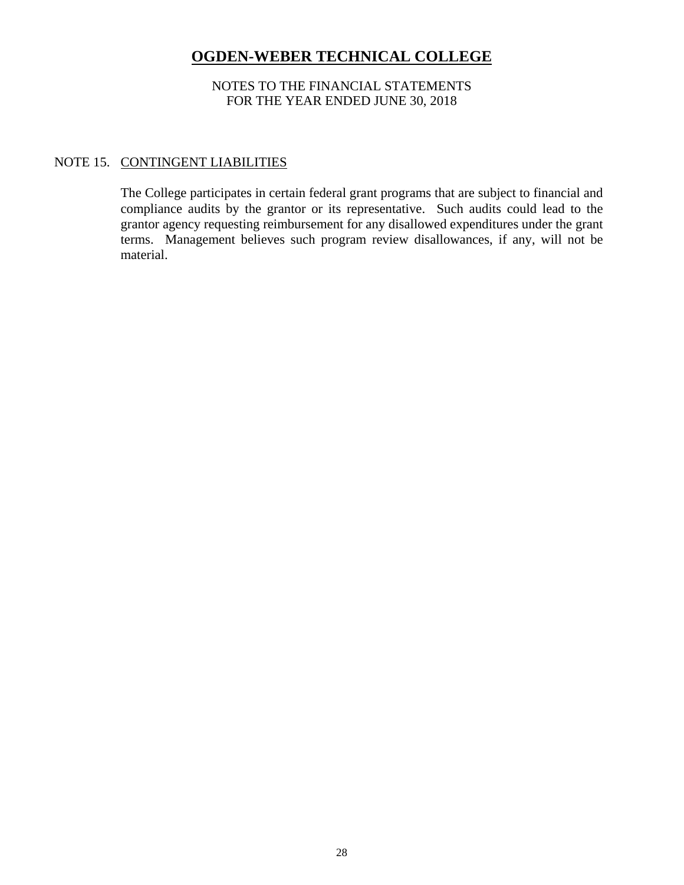# OGDEN-WEBER TECHNICAL COLLEGE

NOTES TO THE FINANCIAL STATEMENTS
FOR THE YEAR ENDED JUNE 30, 2018

NOTE 15. CONTINGENT LIABILITIES

The College participates in certain federal grant programs that are subject to financial and compliance audits by the grantor or its representative. Such audits could lead to the grantor agency requesting reimbursement for any disallowed expenditures under the grant terms. Management believes such program review disallowances, if any, will not be material.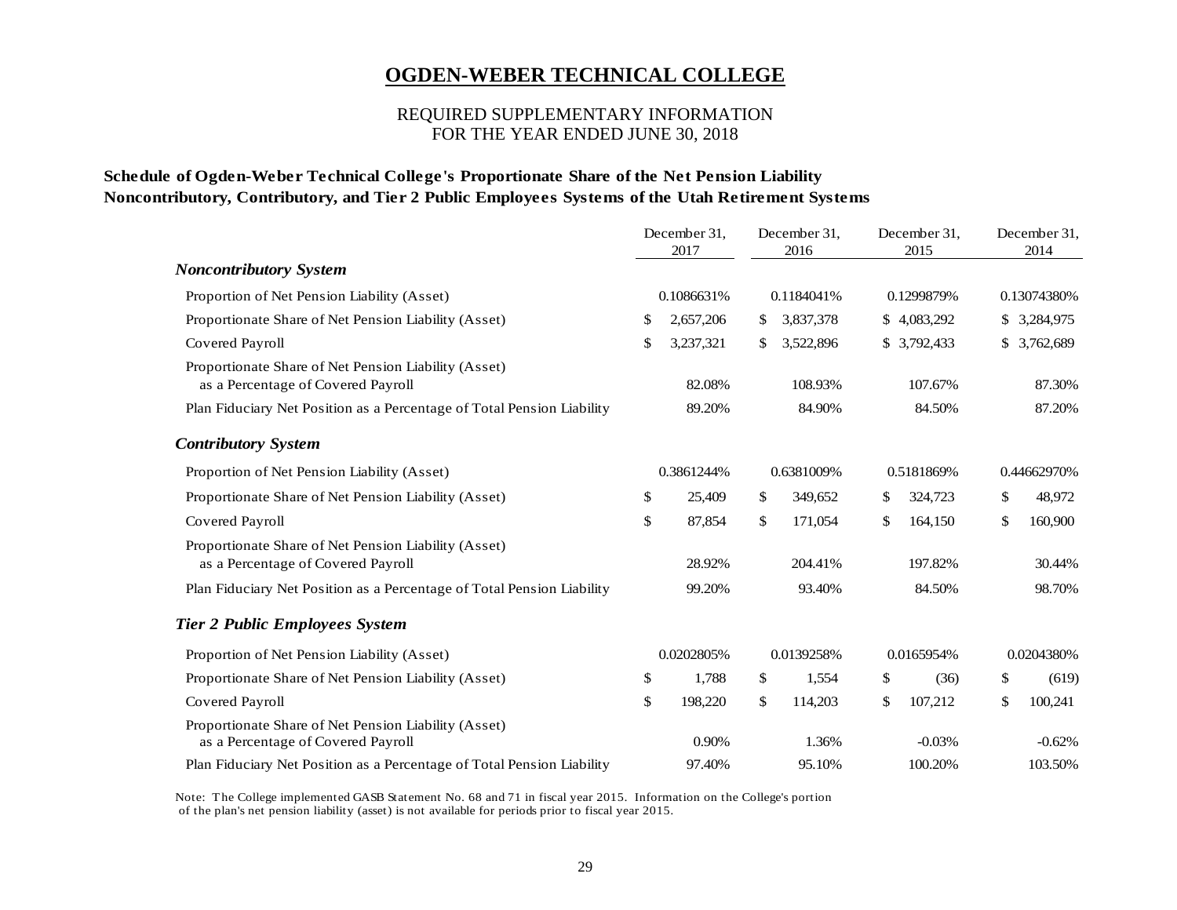# OGDEN-WEBER TECHNICAL COLLEGE

REQUIRED SUPPLEMENTARY INFORMATION
FOR THE YEAR ENDED JUNE 30, 2018

**Schedule of Ogden-Weber Technical College's Proportionate Share of the Net Pension Liability**
**Noncontributory, Contributory, and Tier 2 Public Employees Systems of the Utah Retirement Systems**

| | December 31, 2017 | December 31, 2016 | December 31, 2015 | December 31, 2014 |
|---|---|---|---|---|
| ***Noncontributory System*** | | | | |
| Proportion of Net Pension Liability (Asset) | 0.1086631% | 0.1184041% | 0.1299879% | 0.13074380% |
| Proportionate Share of Net Pension Liability (Asset) | $ 2,657,206 | $ 3,837,378 | $ 4,083,292 | $ 3,284,975 |
| Covered Payroll | $ 3,237,321 | $ 3,522,896 | $ 3,792,433 | $ 3,762,689 |
| Proportionate Share of Net Pension Liability (Asset) as a Percentage of Covered Payroll | 82.08% | 108.93% | 107.67% | 87.30% |
| Plan Fiduciary Net Position as a Percentage of Total Pension Liability | 89.20% | 84.90% | 84.50% | 87.20% |
| ***Contributory System*** | | | | |
| Proportion of Net Pension Liability (Asset) | 0.3861244% | 0.6381009% | 0.5181869% | 0.44662970% |
| Proportionate Share of Net Pension Liability (Asset) | $ 25,409 | $ 349,652 | $ 324,723 | $ 48,972 |
| Covered Payroll | $ 87,854 | $ 171,054 | $ 164,150 | $ 160,900 |
| Proportionate Share of Net Pension Liability (Asset) as a Percentage of Covered Payroll | 28.92% | 204.41% | 197.82% | 30.44% |
| Plan Fiduciary Net Position as a Percentage of Total Pension Liability | 99.20% | 93.40% | 84.50% | 98.70% |
| ***Tier 2 Public Employees System*** | | | | |
| Proportion of Net Pension Liability (Asset) | 0.0202805% | 0.0139258% | 0.0165954% | 0.0204380% |
| Proportionate Share of Net Pension Liability (Asset) | $ 1,788 | $ 1,554 | $ (36) | $ (619) |
| Covered Payroll | $ 198,220 | $ 114,203 | $ 107,212 | $ 100,241 |
| Proportionate Share of Net Pension Liability (Asset) as a Percentage of Covered Payroll | 0.90% | 1.36% | -0.03% | -0.62% |
| Plan Fiduciary Net Position as a Percentage of Total Pension Liability | 97.40% | 95.10% | 100.20% | 103.50% |

Note: The College implemented GASB Statement No. 68 and 71 in fiscal year 2015. Information on the College's portion of the plan's net pension liability (asset) is not available for periods prior to fiscal year 2015.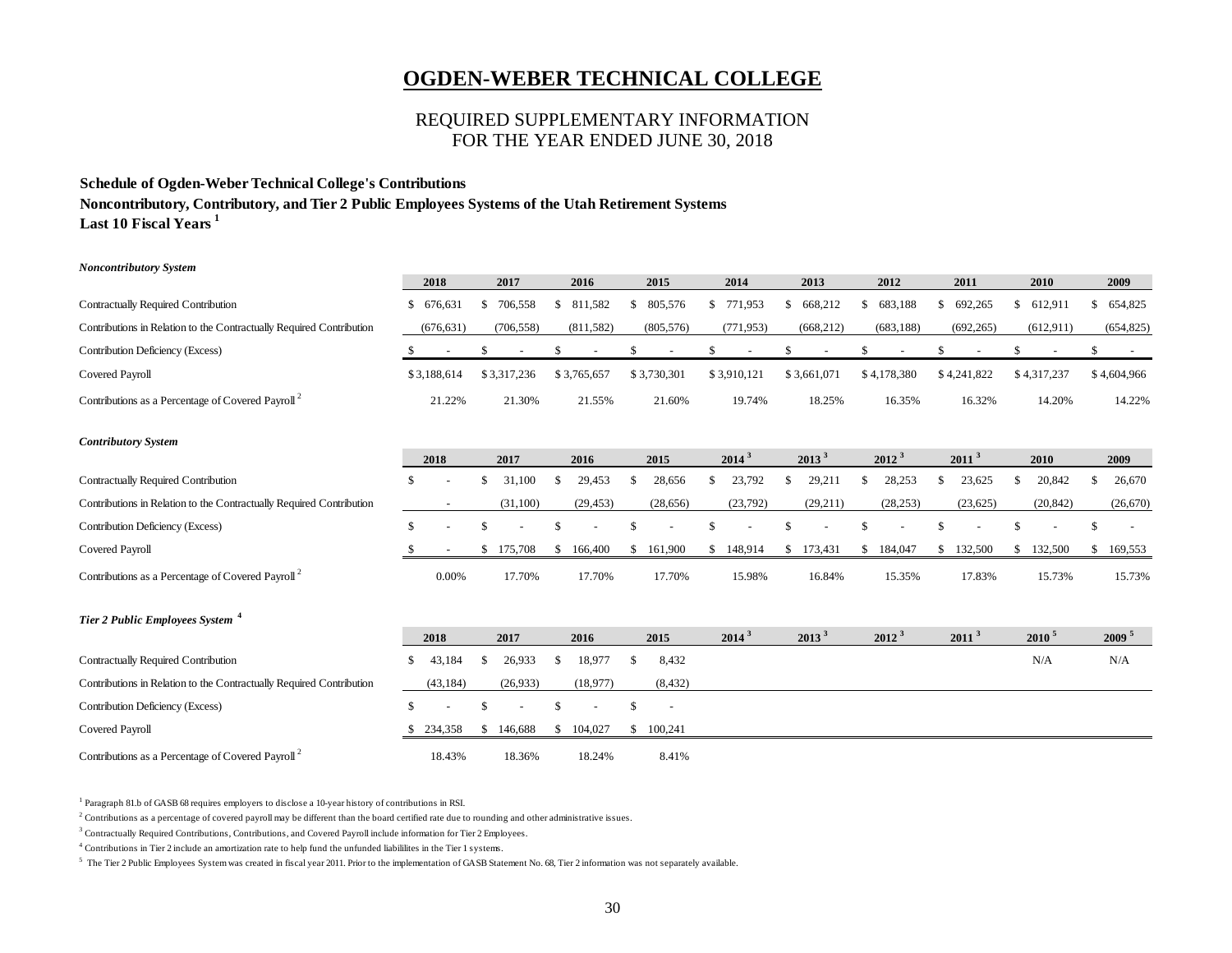# OGDEN-WEBER TECHNICAL COLLEGE

REQUIRED SUPPLEMENTARY INFORMATION
FOR THE YEAR ENDED JUNE 30, 2018

**Schedule of Ogden-Weber Technical College's Contributions**
**Noncontributory, Contributory, and Tier 2 Public Employees Systems of the Utah Retirement Systems**
**Last 10 Fiscal Years [1]**

***Noncontributory System***

| | 2018 | 2017 | 2016 | 2015 | 2014 | 2013 | 2012 | 2011 | 2010 | 2009 |
|---|---|---|---|---|---|---|---|---|---|---|
| Contractually Required Contribution | $ 676,631 | $ 706,558 | $ 811,582 | $ 805,576 | $ 771,953 | $ 668,212 | $ 683,188 | $ 692,265 | $ 612,911 | $ 654,825 |
| Contributions in Relation to the Contractually Required Contribution | (676,631) | (706,558) | (811,582) | (805,576) | (771,953) | (668,212) | (683,188) | (692,265) | (612,911) | (654,825) |
| Contribution Deficiency (Excess) | $ - | $ - | $ - | $ - | $ - | $ - | $ - | $ - | $ - | $ - |
| Covered Payroll | $ 3,188,614 | $ 3,317,236 | $ 3,765,657 | $ 3,730,301 | $ 3,910,121 | $ 3,661,071 | $ 4,178,380 | $ 4,241,822 | $ 4,317,237 | $ 4,604,966 |
| Contributions as a Percentage of Covered Payroll [2] | 21.22% | 21.30% | 21.55% | 21.60% | 19.74% | 18.25% | 16.35% | 16.32% | 14.20% | 14.22% |

***Contributory System***

| | 2018 | 2017 | 2016 | 2015 | 2014 [3] | 2013 [3] | 2012 [3] | 2011 [3] | 2010 | 2009 |
|---|---|---|---|---|---|---|---|---|---|---|
| Contractually Required Contribution | $ - | $ 31,100 | $ 29,453 | $ 28,656 | $ 23,792 | $ 29,211 | $ 28,253 | $ 23,625 | $ 20,842 | $ 26,670 |
| Contributions in Relation to the Contractually Required Contribution | - | (31,100) | (29,453) | (28,656) | (23,792) | (29,211) | (28,253) | (23,625) | (20,842) | (26,670) |
| Contribution Deficiency (Excess) | $ - | $ - | $ - | $ - | $ - | $ - | $ - | $ - | $ - | $ - |
| Covered Payroll | $ - | $ 175,708 | $ 166,400 | $ 161,900 | $ 148,914 | $ 173,431 | $ 184,047 | $ 132,500 | $ 132,500 | $ 169,553 |
| Contributions as a Percentage of Covered Payroll [2] | 0.00% | 17.70% | 17.70% | 17.70% | 15.98% | 16.84% | 15.35% | 17.83% | 15.73% | 15.73% |

***Tier 2 Public Employees System [4]***

| | 2018 | 2017 | 2016 | 2015 | 2014 [3] | 2013 [3] | 2012 [3] | 2011 [3] | 2010 [5] | 2009 [5] |
|---|---|---|---|---|---|---|---|---|---|---|
| Contractually Required Contribution | $ 43,184 | $ 26,933 | $ 18,977 | $ 8,432 | | | | | N/A | N/A |
| Contributions in Relation to the Contractually Required Contribution | (43,184) | (26,933) | (18,977) | (8,432) | | | | | | |
| Contribution Deficiency (Excess) | $ - | $ - | $ - | $ - | | | | | | |
| Covered Payroll | $ 234,358 | $ 146,688 | $ 104,027 | $ 100,241 | | | | | | |
| Contributions as a Percentage of Covered Payroll [2] | 18.43% | 18.36% | 18.24% | 8.41% | | | | | | |

[1] Paragraph 81.b of GASB 68 requires employers to disclose a 10-year history of contributions in RSI.

[2] Contributions as a percentage of covered payroll may be different than the board certified rate due to rounding and other administrative issues.

[3] Contractually Required Contributions, Contributions, and Covered Payroll include information for Tier 2 Employees.

[4] Contributions in Tier 2 include an amortization rate to help fund the unfunded liabililites in the Tier 1 systems.

[5] The Tier 2 Public Employees System was created in fiscal year 2011. Prior to the implementation of GASB Statement No. 68, Tier 2 information was not separately available.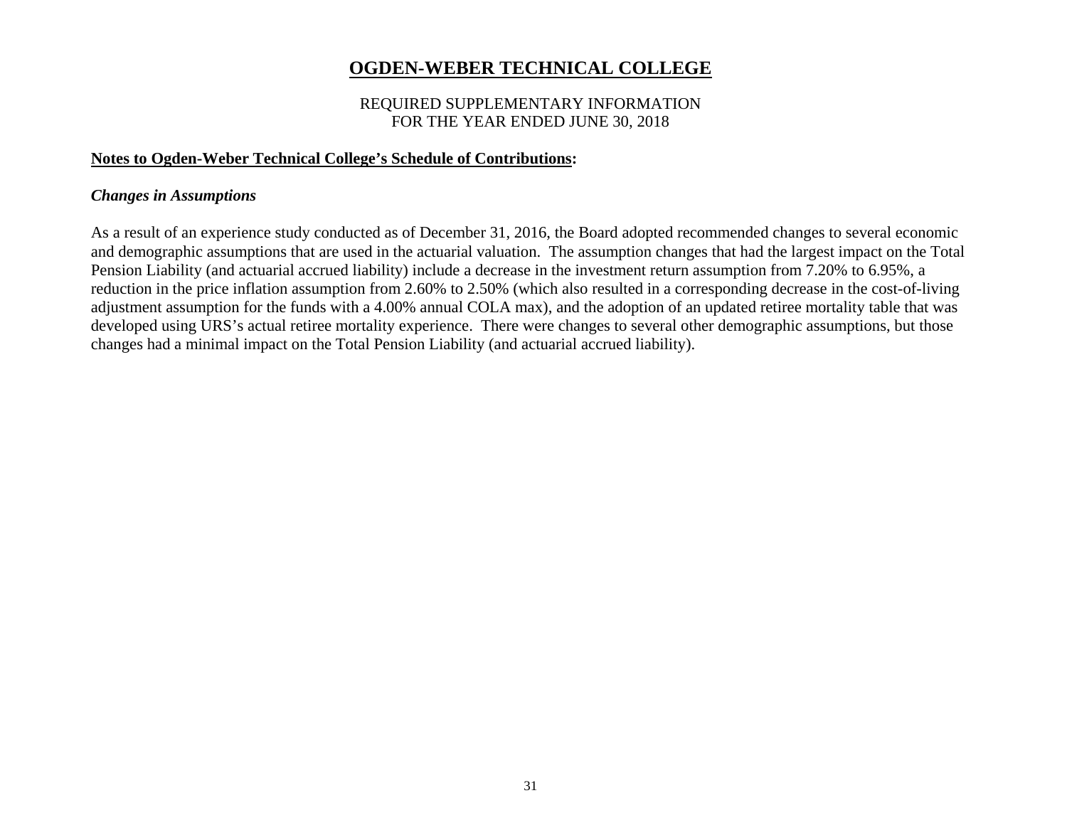# OGDEN-WEBER TECHNICAL COLLEGE

REQUIRED SUPPLEMENTARY INFORMATION
FOR THE YEAR ENDED JUNE 30, 2018

**Notes to Ogden-Weber Technical College's Schedule of Contributions:**

***Changes in Assumptions***

As a result of an experience study conducted as of December 31, 2016, the Board adopted recommended changes to several economic and demographic assumptions that are used in the actuarial valuation. The assumption changes that had the largest impact on the Total Pension Liability (and actuarial accrued liability) include a decrease in the investment return assumption from 7.20% to 6.95%, a reduction in the price inflation assumption from 2.60% to 2.50% (which also resulted in a corresponding decrease in the cost-of-living adjustment assumption for the funds with a 4.00% annual COLA max), and the adoption of an updated retiree mortality table that was developed using URS's actual retiree mortality experience. There were changes to several other demographic assumptions, but those changes had a minimal impact on the Total Pension Liability (and actuarial accrued liability).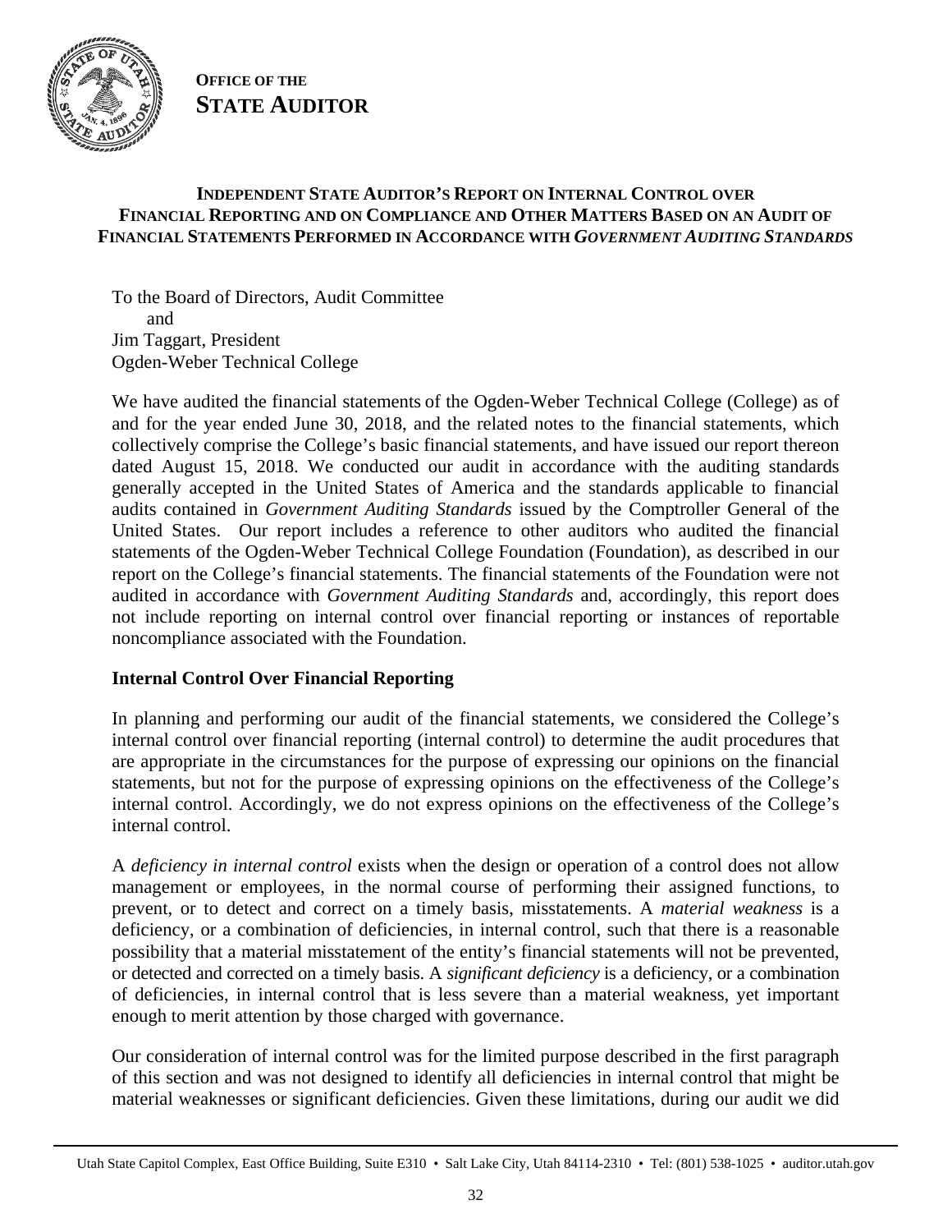**OFFICE OF THE**
**STATE AUDITOR**

### INDEPENDENT STATE AUDITOR'S REPORT ON INTERNAL CONTROL OVER FINANCIAL REPORTING AND ON COMPLIANCE AND OTHER MATTERS BASED ON AN AUDIT OF FINANCIAL STATEMENTS PERFORMED IN ACCORDANCE WITH *GOVERNMENT AUDITING STANDARDS*

To the Board of Directors, Audit Committee
and
Jim Taggart, President
Ogden-Weber Technical College

We have audited the financial statements of the Ogden-Weber Technical College (College) as of and for the year ended June 30, 2018, and the related notes to the financial statements, which collectively comprise the College's basic financial statements, and have issued our report thereon dated August 15, 2018. We conducted our audit in accordance with the auditing standards generally accepted in the United States of America and the standards applicable to financial audits contained in *Government Auditing Standards* issued by the Comptroller General of the United States. Our report includes a reference to other auditors who audited the financial statements of the Ogden-Weber Technical College Foundation (Foundation), as described in our report on the College's financial statements. The financial statements of the Foundation were not audited in accordance with *Government Auditing Standards* and, accordingly, this report does not include reporting on internal control over financial reporting or instances of reportable noncompliance associated with the Foundation.

**Internal Control Over Financial Reporting**

In planning and performing our audit of the financial statements, we considered the College's internal control over financial reporting (internal control) to determine the audit procedures that are appropriate in the circumstances for the purpose of expressing our opinions on the financial statements, but not for the purpose of expressing opinions on the effectiveness of the College's internal control. Accordingly, we do not express opinions on the effectiveness of the College's internal control.

A *deficiency in internal control* exists when the design or operation of a control does not allow management or employees, in the normal course of performing their assigned functions, to prevent, or to detect and correct on a timely basis, misstatements. A *material weakness* is a deficiency, or a combination of deficiencies, in internal control, such that there is a reasonable possibility that a material misstatement of the entity's financial statements will not be prevented, or detected and corrected on a timely basis. A *significant deficiency* is a deficiency, or a combination of deficiencies, in internal control that is less severe than a material weakness, yet important enough to merit attention by those charged with governance.

Our consideration of internal control was for the limited purpose described in the first paragraph of this section and was not designed to identify all deficiencies in internal control that might be material weaknesses or significant deficiencies. Given these limitations, during our audit we did

Utah State Capitol Complex, East Office Building, Suite E310 • Salt Lake City, Utah 84114-2310 • Tel: (801) 538-1025 • auditor.utah.gov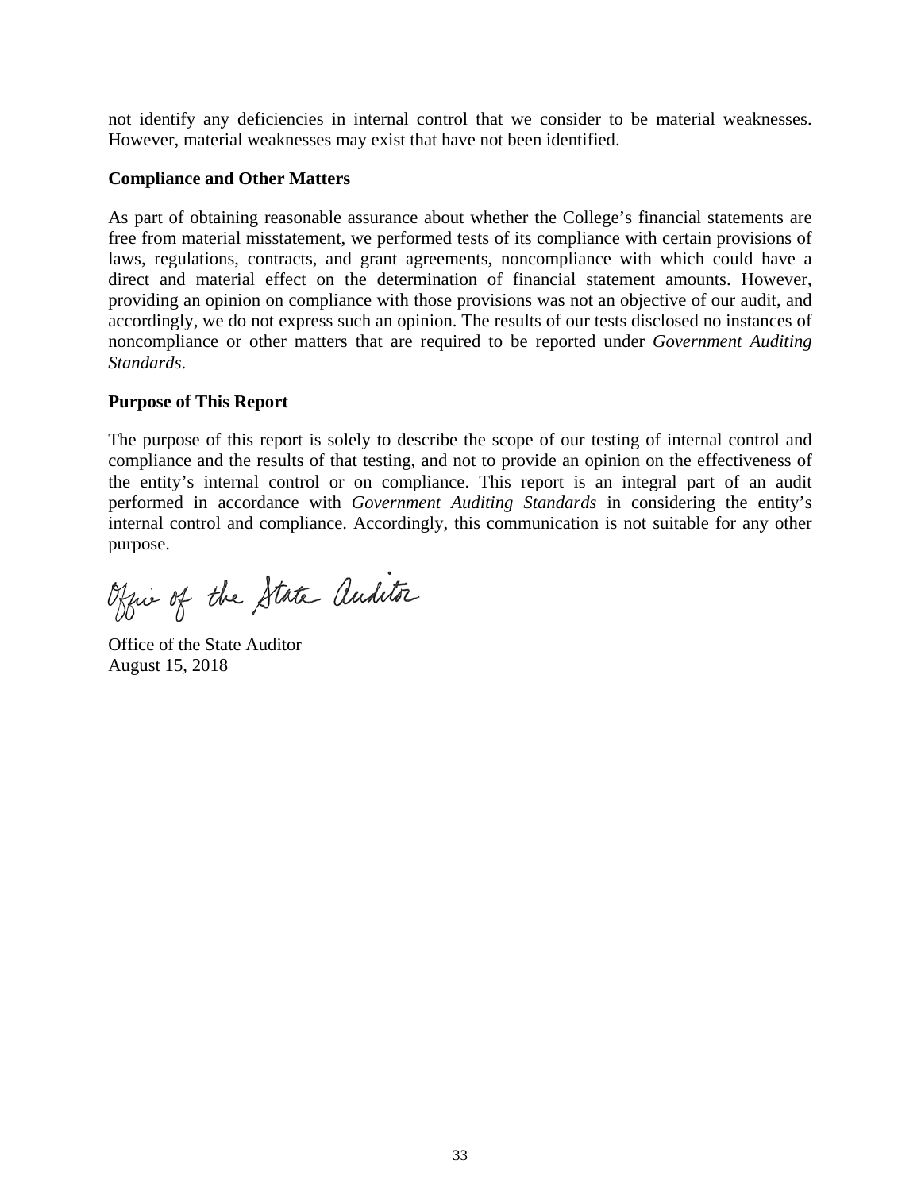not identify any deficiencies in internal control that we consider to be material weaknesses. However, material weaknesses may exist that have not been identified.

**Compliance and Other Matters**

As part of obtaining reasonable assurance about whether the College's financial statements are free from material misstatement, we performed tests of its compliance with certain provisions of laws, regulations, contracts, and grant agreements, noncompliance with which could have a direct and material effect on the determination of financial statement amounts. However, providing an opinion on compliance with those provisions was not an objective of our audit, and accordingly, we do not express such an opinion. The results of our tests disclosed no instances of noncompliance or other matters that are required to be reported under *Government Auditing Standards*.

**Purpose of This Report**

The purpose of this report is solely to describe the scope of our testing of internal control and compliance and the results of that testing, and not to provide an opinion on the effectiveness of the entity's internal control or on compliance. This report is an integral part of an audit performed in accordance with *Government Auditing Standards* in considering the entity's internal control and compliance. Accordingly, this communication is not suitable for any other purpose.

Office of the State Auditor

Office of the State Auditor
August 15, 2018